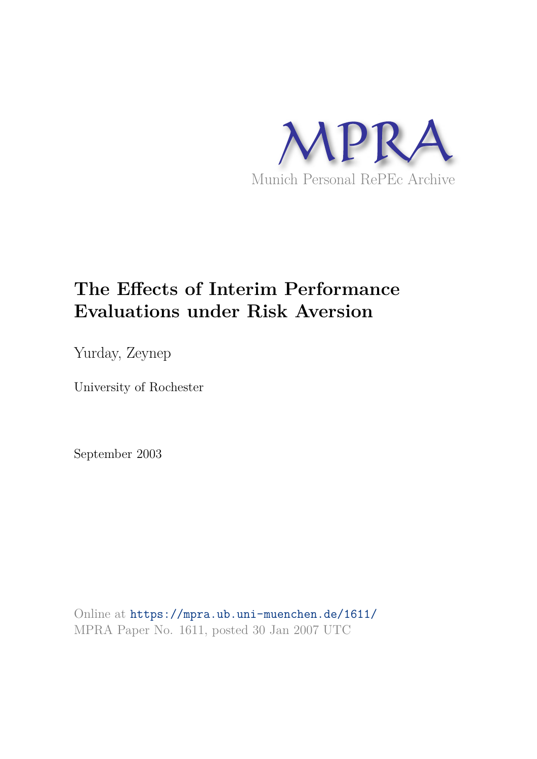MPRA

Munich Personal RePEc Archive

# The Effects of Interim Performance Evaluations under Risk Aversion

Yurday, Zeynep

University of Rochester

September 2003

Online at https://mpra.ub.uni-muenchen.de/1611/
MPRA Paper No. 1611, posted 30 Jan 2007 UTC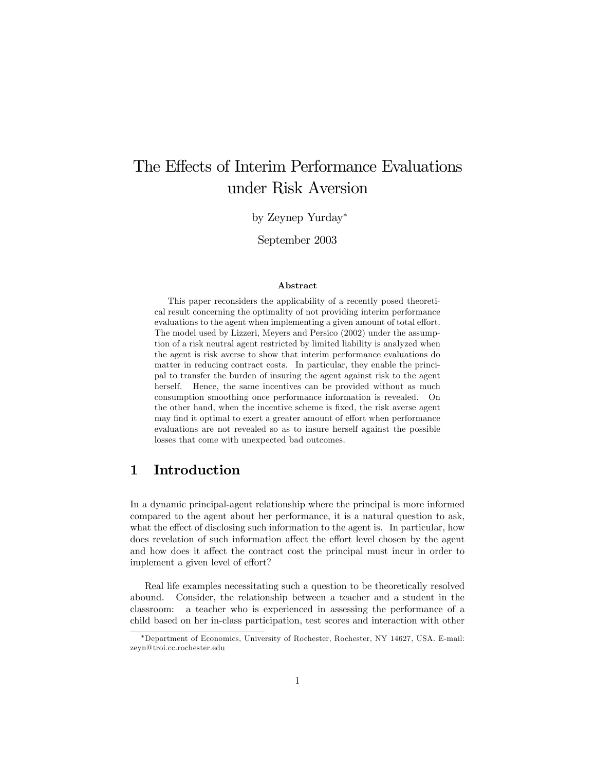# The Effects of Interim Performance Evaluations under Risk Aversion

by Zeynep Yurday*

September 2003

### Abstract

This paper reconsiders the applicability of a recently posed theoretical result concerning the optimality of not providing interim performance evaluations to the agent when implementing a given amount of total effort. The model used by Lizzeri, Meyers and Persico (2002) under the assumption of a risk neutral agent restricted by limited liability is analyzed when the agent is risk averse to show that interim performance evaluations do matter in reducing contract costs. In particular, they enable the principal to transfer the burden of insuring the agent against risk to the agent herself. Hence, the same incentives can be provided without as much consumption smoothing once performance information is revealed. On the other hand, when the incentive scheme is fixed, the risk averse agent may find it optimal to exert a greater amount of effort when performance evaluations are not revealed so as to insure herself against the possible losses that come with unexpected bad outcomes.

## 1 Introduction

In a dynamic principal-agent relationship where the principal is more informed compared to the agent about her performance, it is a natural question to ask, what the effect of disclosing such information to the agent is. In particular, how does revelation of such information affect the effort level chosen by the agent and how does it affect the contract cost the principal must incur in order to implement a given level of effort?

Real life examples necessitating such a question to be theoretically resolved abound. Consider, the relationship between a teacher and a student in the classroom: a teacher who is experienced in assessing the performance of a child based on her in-class participation, test scores and interaction with other

*Department of Economics, University of Rochester, Rochester, NY 14627, USA. E-mail: zeyn@troi.cc.rochester.edu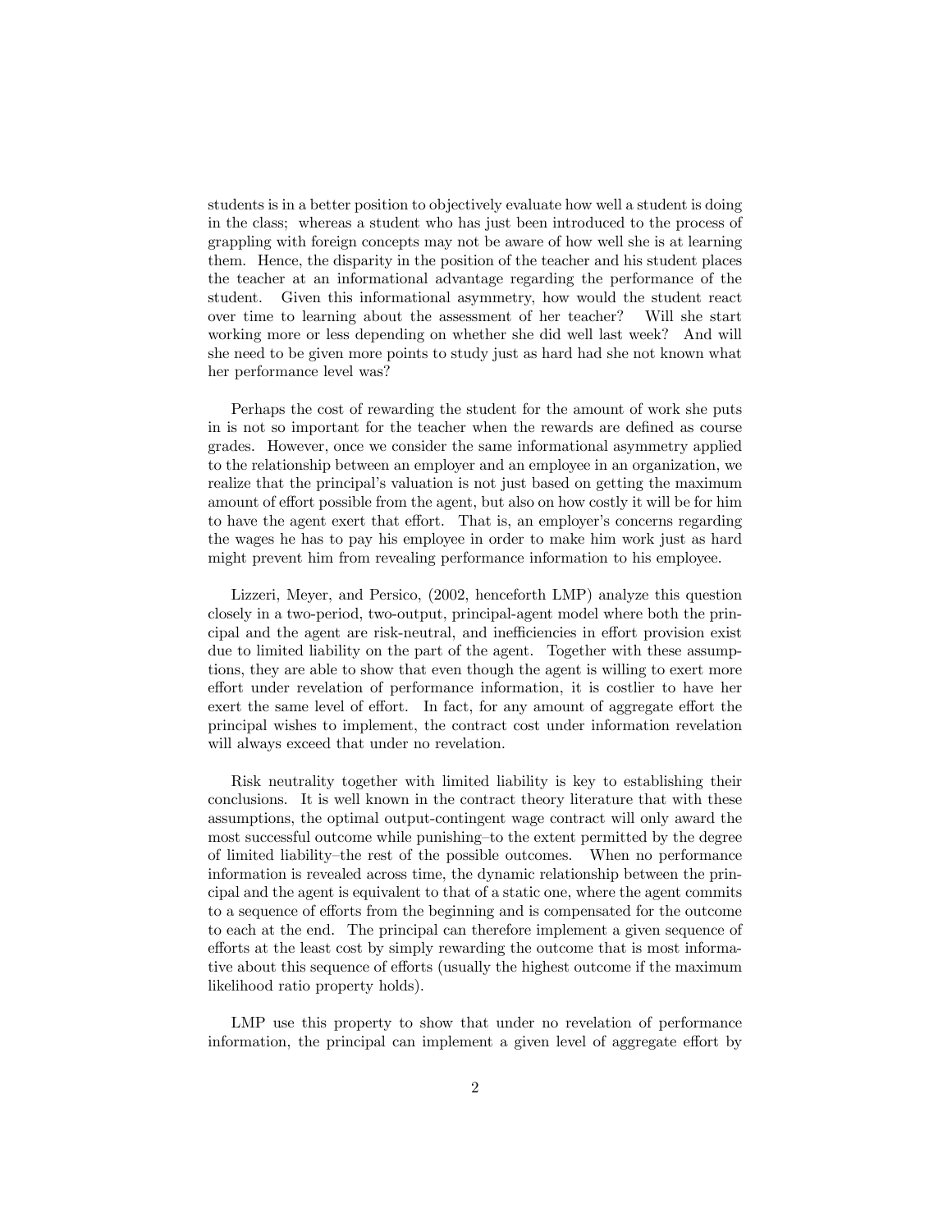students is in a better position to objectively evaluate how well a student is doing in the class; whereas a student who has just been introduced to the process of grappling with foreign concepts may not be aware of how well she is at learning them. Hence, the disparity in the position of the teacher and his student places the teacher at an informational advantage regarding the performance of the student. Given this informational asymmetry, how would the student react over time to learning about the assessment of her teacher? Will she start working more or less depending on whether she did well last week? And will she need to be given more points to study just as hard had she not known what her performance level was?

Perhaps the cost of rewarding the student for the amount of work she puts in is not so important for the teacher when the rewards are defined as course grades. However, once we consider the same informational asymmetry applied to the relationship between an employer and an employee in an organization, we realize that the principal's valuation is not just based on getting the maximum amount of effort possible from the agent, but also on how costly it will be for him to have the agent exert that effort. That is, an employer's concerns regarding the wages he has to pay his employee in order to make him work just as hard might prevent him from revealing performance information to his employee.

Lizzeri, Meyer, and Persico, (2002, henceforth LMP) analyze this question closely in a two-period, two-output, principal-agent model where both the principal and the agent are risk-neutral, and inefficiencies in effort provision exist due to limited liability on the part of the agent. Together with these assumptions, they are able to show that even though the agent is willing to exert more effort under revelation of performance information, it is costlier to have her exert the same level of effort. In fact, for any amount of aggregate effort the principal wishes to implement, the contract cost under information revelation will always exceed that under no revelation.

Risk neutrality together with limited liability is key to establishing their conclusions. It is well known in the contract theory literature that with these assumptions, the optimal output-contingent wage contract will only award the most successful outcome while punishing–to the extent permitted by the degree of limited liability–the rest of the possible outcomes. When no performance information is revealed across time, the dynamic relationship between the principal and the agent is equivalent to that of a static one, where the agent commits to a sequence of efforts from the beginning and is compensated for the outcome to each at the end. The principal can therefore implement a given sequence of efforts at the least cost by simply rewarding the outcome that is most informative about this sequence of efforts (usually the highest outcome if the maximum likelihood ratio property holds).

LMP use this property to show that under no revelation of performance information, the principal can implement a given level of aggregate effort by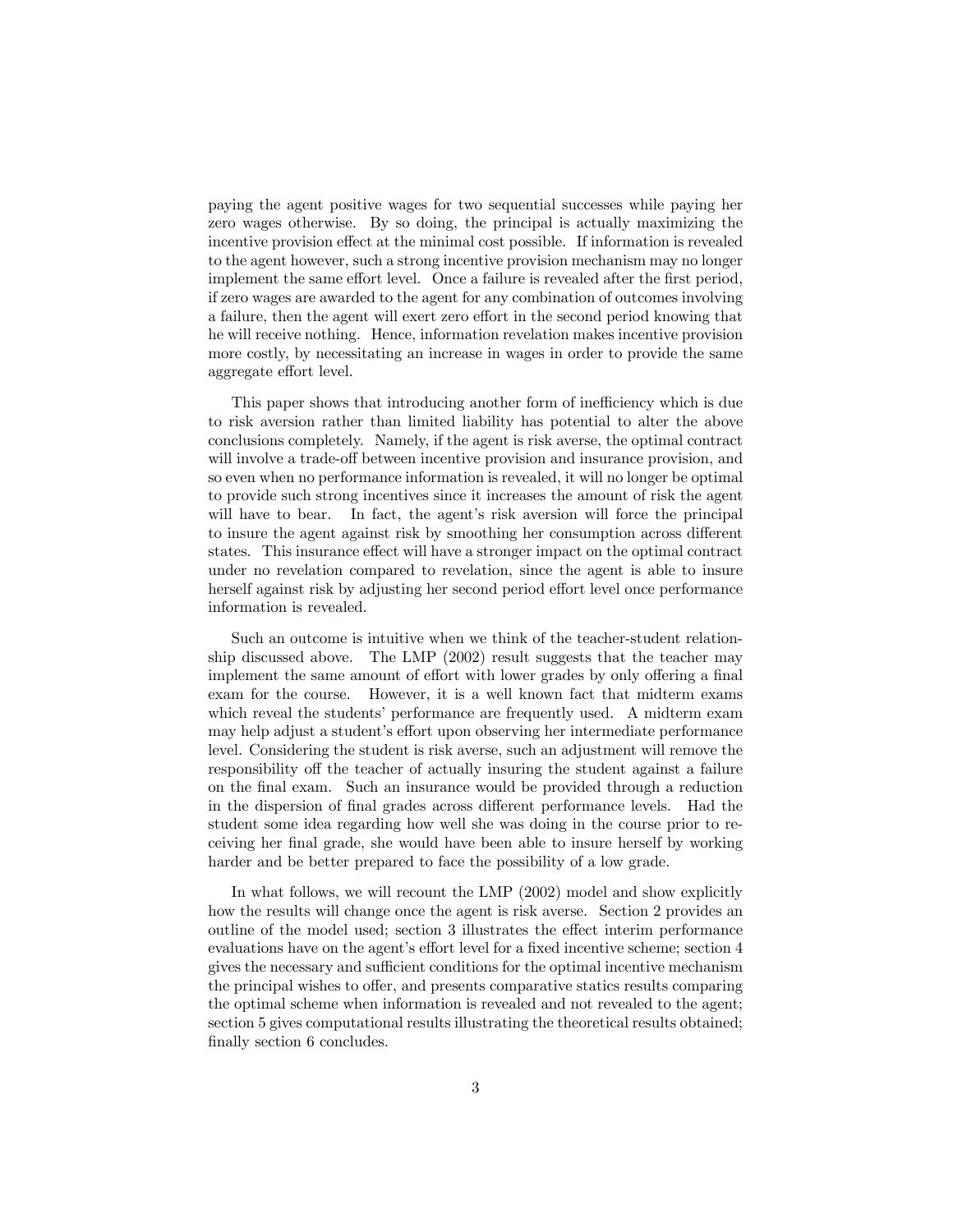paying the agent positive wages for two sequential successes while paying her zero wages otherwise. By so doing, the principal is actually maximizing the incentive provision effect at the minimal cost possible. If information is revealed to the agent however, such a strong incentive provision mechanism may no longer implement the same effort level. Once a failure is revealed after the first period, if zero wages are awarded to the agent for any combination of outcomes involving a failure, then the agent will exert zero effort in the second period knowing that he will receive nothing. Hence, information revelation makes incentive provision more costly, by necessitating an increase in wages in order to provide the same aggregate effort level.

This paper shows that introducing another form of inefficiency which is due to risk aversion rather than limited liability has potential to alter the above conclusions completely. Namely, if the agent is risk averse, the optimal contract will involve a trade-off between incentive provision and insurance provision, and so even when no performance information is revealed, it will no longer be optimal to provide such strong incentives since it increases the amount of risk the agent will have to bear. In fact, the agent's risk aversion will force the principal to insure the agent against risk by smoothing her consumption across different states. This insurance effect will have a stronger impact on the optimal contract under no revelation compared to revelation, since the agent is able to insure herself against risk by adjusting her second period effort level once performance information is revealed.

Such an outcome is intuitive when we think of the teacher-student relationship discussed above. The LMP (2002) result suggests that the teacher may implement the same amount of effort with lower grades by only offering a final exam for the course. However, it is a well known fact that midterm exams which reveal the students' performance are frequently used. A midterm exam may help adjust a student's effort upon observing her intermediate performance level. Considering the student is risk averse, such an adjustment will remove the responsibility off the teacher of actually insuring the student against a failure on the final exam. Such an insurance would be provided through a reduction in the dispersion of final grades across different performance levels. Had the student some idea regarding how well she was doing in the course prior to receiving her final grade, she would have been able to insure herself by working harder and be better prepared to face the possibility of a low grade.

In what follows, we will recount the LMP (2002) model and show explicitly how the results will change once the agent is risk averse. Section 2 provides an outline of the model used; section 3 illustrates the effect interim performance evaluations have on the agent's effort level for a fixed incentive scheme; section 4 gives the necessary and sufficient conditions for the optimal incentive mechanism the principal wishes to offer, and presents comparative statics results comparing the optimal scheme when information is revealed and not revealed to the agent; section 5 gives computational results illustrating the theoretical results obtained; finally section 6 concludes.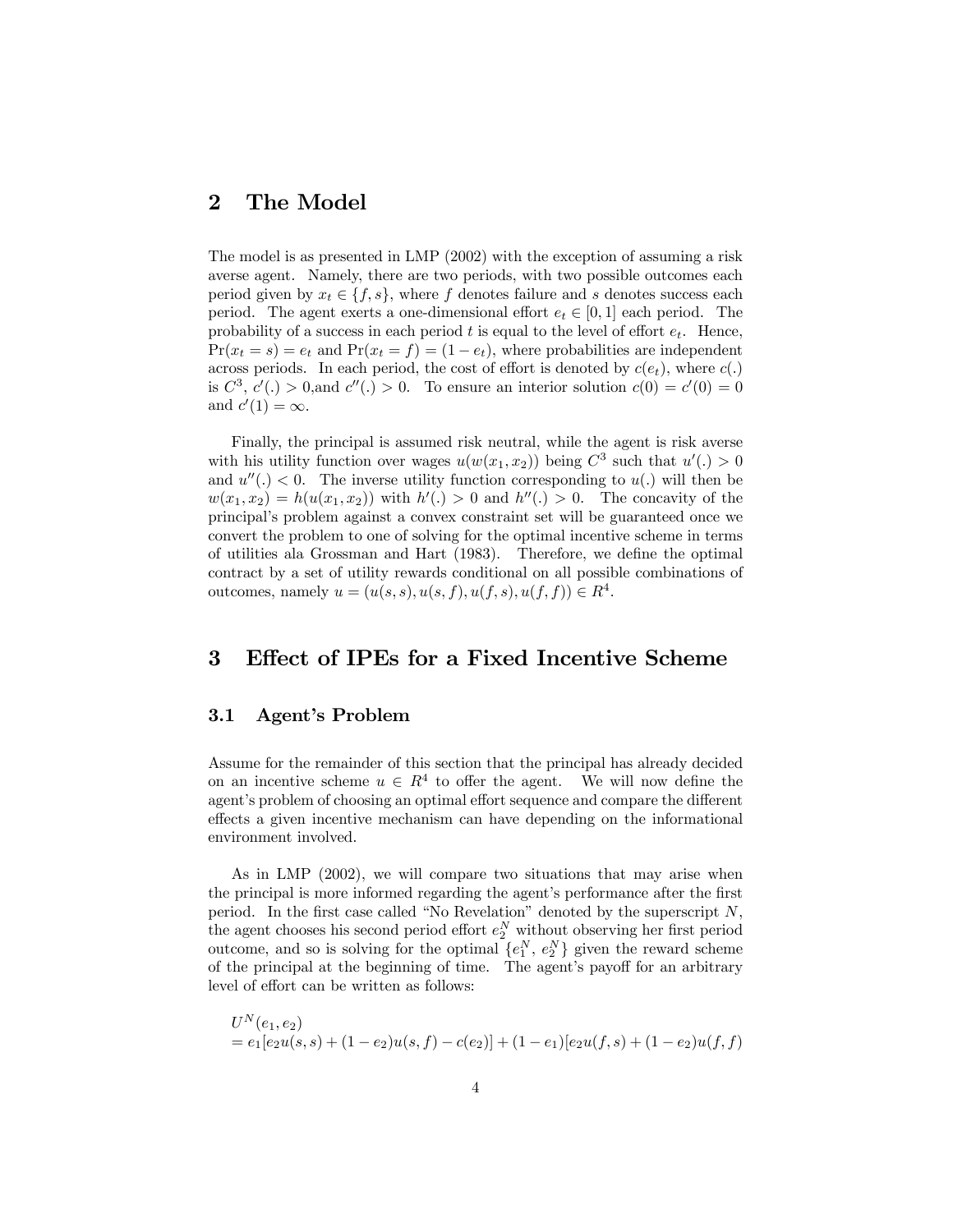## 2 The Model

The model is as presented in LMP (2002) with the exception of assuming a risk averse agent. Namely, there are two periods, with two possible outcomes each period given by $x_t \in \{f, s\}$, where $f$ denotes failure and $s$ denotes success each period. The agent exerts a one-dimensional effort $e_t \in [0, 1]$ each period. The probability of a success in each period $t$ is equal to the level of effort $e_t$. Hence, $\Pr(x_t = s) = e_t$ and $\Pr(x_t = f) = (1 - e_t)$, where probabilities are independent across periods. In each period, the cost of effort is denoted by $c(e_t)$, where $c(.)$ is $C^3$, $c'(.) > 0$,and $c''(.) > 0$. To ensure an interior solution $c(0) = c'(0) = 0$ and $c'(1) = \infty$.

Finally, the principal is assumed risk neutral, while the agent is risk averse with his utility function over wages $u(w(x_1, x_2))$ being $C^3$ such that $u'(.) > 0$ and $u''(.) < 0$. The inverse utility function corresponding to $u(.)$ will then be $w(x_1, x_2) = h(u(x_1, x_2))$ with $h'(.) > 0$ and $h''(.) > 0$. The concavity of the principal's problem against a convex constraint set will be guaranteed once we convert the problem to one of solving for the optimal incentive scheme in terms of utilities ala Grossman and Hart (1983). Therefore, we define the optimal contract by a set of utility rewards conditional on all possible combinations of outcomes, namely $u = (u(s, s), u(s, f), u(f, s), u(f, f)) \in R^4$.

## 3 Effect of IPEs for a Fixed Incentive Scheme

### 3.1 Agent's Problem

Assume for the remainder of this section that the principal has already decided on an incentive scheme $u \in R^4$ to offer the agent. We will now define the agent's problem of choosing an optimal effort sequence and compare the different effects a given incentive mechanism can have depending on the informational environment involved.

As in LMP (2002), we will compare two situations that may arise when the principal is more informed regarding the agent's performance after the first period. In the first case called "No Revelation" denoted by the superscript $N$, the agent chooses his second period effort $e_2^N$ without observing her first period outcome, and so is solving for the optimal $\{e_1^N, e_2^N\}$ given the reward scheme of the principal at the beginning of time. The agent's payoff for an arbitrary level of effort can be written as follows:

$$
\begin{aligned}
&U^N(e_1, e_2) \\
&= e_1[e_2 u(s, s) + (1 - e_2)u(s, f) - c(e_2)] + (1 - e_1)[e_2 u(f, s) + (1 - e_2)u(f, f)
\end{aligned}
$$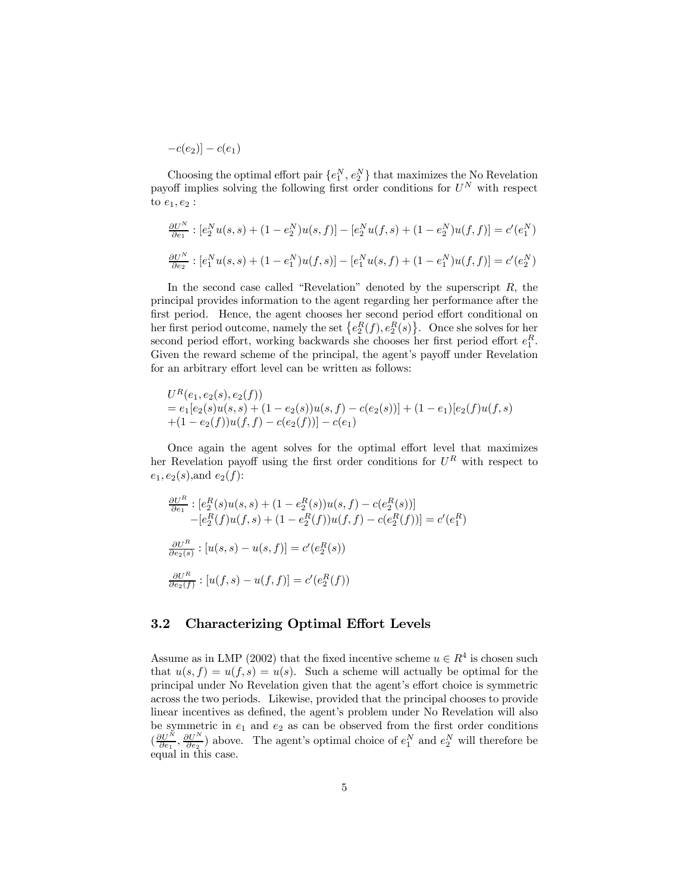$-c(e_2)] - c(e_1)$

Choosing the optimal effort pair $\{e_1^N, e_2^N\}$ that maximizes the No Revelation payoff implies solving the following first order conditions for $U^N$ with respect to $e_1, e_2$ :

$$\frac{\partial U^N}{\partial e_1} : [e_2^N u(s,s) + (1-e_2^N)u(s,f)] - [e_2^N u(f,s) + (1-e_2^N)u(f,f)] = c'(e_1^N)$$

$$\frac{\partial U^N}{\partial e_2} : [e_1^N u(s,s) + (1-e_1^N)u(f,s)] - [e_1^N u(s,f) + (1-e_1^N)u(f,f)] = c'(e_2^N)$$

In the second case called "Revelation" denoted by the superscript $R$, the principal provides information to the agent regarding her performance after the first period. Hence, the agent chooses her second period effort conditional on her first period outcome, namely the set $\{e_2^R(f), e_2^R(s)\}$. Once she solves for her second period effort, working backwards she chooses her first period effort $e_1^R$. Given the reward scheme of the principal, the agent's payoff under Revelation for an arbitrary effort level can be written as follows:

$$\begin{aligned}
&U^R(e_1, e_2(s), e_2(f)) \\
&= e_1[e_2(s)u(s,s) + (1-e_2(s))u(s,f) - c(e_2(s))] + (1-e_1)[e_2(f)u(f,s) \\
&+(1-e_2(f))u(f,f) - c(e_2(f))] - c(e_1)
\end{aligned}$$

Once again the agent solves for the optimal effort level that maximizes her Revelation payoff using the first order conditions for $U^R$ with respect to $e_1, e_2(s)$,and $e_2(f)$:

$$\begin{aligned}
\frac{\partial U^R}{\partial e_1} : &[e_2^R(s)u(s,s) + (1-e_2^R(s))u(s,f) - c(e_2^R(s))] \\
&-[e_2^R(f)u(f,s) + (1-e_2^R(f))u(f,f) - c(e_2^R(f))] = c'(e_1^R)
\end{aligned}$$

$$\frac{\partial U^R}{\partial e_2(s)} : [u(s,s) - u(s,f)] = c'(e_2^R(s))$$

$$\frac{\partial U^R}{\partial e_2(f)} : [u(f,s) - u(f,f)] = c'(e_2^R(f))$$

### 3.2 Characterizing Optimal Effort Levels

Assume as in LMP (2002) that the fixed incentive scheme $u \in R^4$ is chosen such that $u(s,f) = u(f,s) = u(s)$. Such a scheme will actually be optimal for the principal under No Revelation given that the agent's effort choice is symmetric across the two periods. Likewise, provided that the principal chooses to provide linear incentives as defined, the agent's problem under No Revelation will also be symmetric in $e_1$ and $e_2$ as can be observed from the first order conditions $(\frac{\partial U^N}{\partial e_1}, \frac{\partial U^N}{\partial e_2})$ above. The agent's optimal choice of $e_1^N$ and $e_2^N$ will therefore be equal in this case.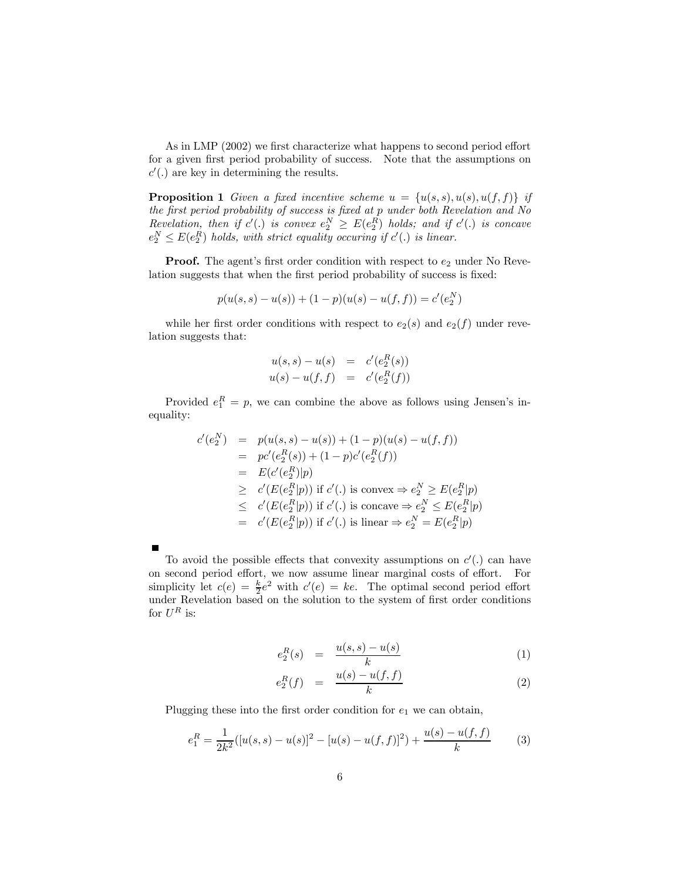As in LMP (2002) we first characterize what happens to second period effort for a given first period probability of success. Note that the assumptions on $c'(.)$ are key in determining the results.

**Proposition 1** *Given a fixed incentive scheme $u = \{u(s,s), u(s), u(f,f)\}$ if the first period probability of success is fixed at $p$ under both Revelation and No Revelation, then if $c'(.)$ is convex $e_2^N \geq E(e_2^R)$ holds; and if $c'(.)$ is concave $e_2^N \leq E(e_2^R)$ holds, with strict equality occuring if $c'(.)$ is linear.*

**Proof.** The agent's first order condition with respect to $e_2$ under No Revelation suggests that when the first period probability of success is fixed:

$$p(u(s,s) - u(s)) + (1-p)(u(s) - u(f,f)) = c'(e_2^N)$$

while her first order conditions with respect to $e_2(s)$ and $e_2(f)$ under revelation suggests that:

$$\begin{aligned} u(s,s) - u(s) &= c'(e_2^R(s)) \\ u(s) - u(f,f) &= c'(e_2^R(f)) \end{aligned}$$

Provided $e_1^R = p$, we can combine the above as follows using Jensen's inequality:

$$\begin{aligned} c'(e_2^N) &= p(u(s,s) - u(s)) + (1-p)(u(s) - u(f,f)) \\ &= pc'(e_2^R(s)) + (1-p)c'(e_2^R(f)) \\ &= E(c'(e_2^R)|p) \\ &\geq c'(E(e_2^R|p)) \text{ if } c'(.) \text{ is convex} \Rightarrow e_2^N \geq E(e_2^R|p) \\ &\leq c'(E(e_2^R|p)) \text{ if } c'(.) \text{ is concave} \Rightarrow e_2^N \leq E(e_2^R|p) \\ &= c'(E(e_2^R|p)) \text{ if } c'(.) \text{ is linear} \Rightarrow e_2^N = E(e_2^R|p) \end{aligned}$$

■

To avoid the possible effects that convexity assumptions on $c'(.)$ can have on second period effort, we now assume linear marginal costs of effort. For simplicity let $c(e) = \frac{k}{2}e^2$ with $c'(e) = ke$. The optimal second period effort under Revelation based on the solution to the system of first order conditions for $U^R$ is:

$$e_2^R(s) = \frac{u(s,s) - u(s)}{k} \tag{1}$$

$$e_2^R(f) = \frac{u(s) - u(f,f)}{k} \tag{2}$$

Plugging these into the first order condition for $e_1$ we can obtain,

$$e_1^R = \frac{1}{2k^2}([u(s,s) - u(s)]^2 - [u(s) - u(f,f)]^2) + \frac{u(s) - u(f,f)}{k} \tag{3}$$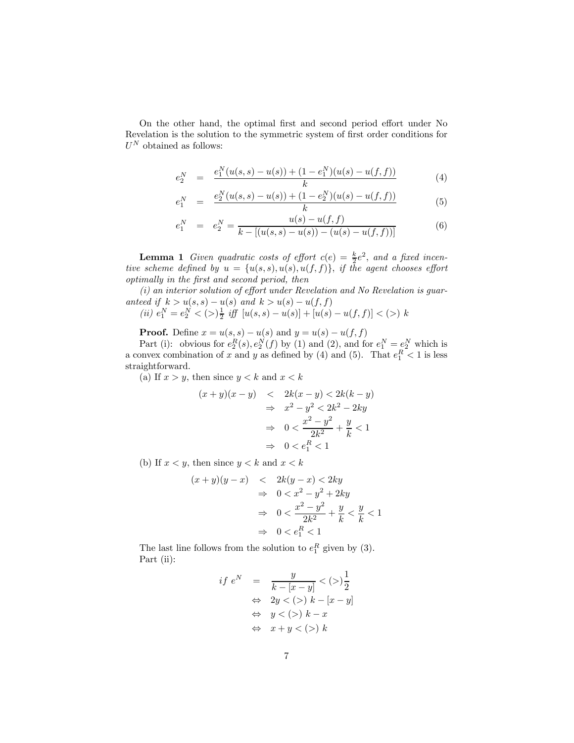On the other hand, the optimal first and second period effort under No Revelation is the solution to the symmetric system of first order conditions for $U^N$ obtained as follows:

$$
\begin{aligned}
e_2^N &= \frac{e_1^N(u(s,s)-u(s))+(1-e_1^N)(u(s)-u(f,f))}{k} && (4)\\
e_1^N &= \frac{e_2^N(u(s,s)-u(s))+(1-e_2^N)(u(s)-u(f,f))}{k} && (5)\\
e_1^N &= e_2^N = \frac{u(s)-u(f,f)}{k-[(u(s,s)-u(s))-(u(s)-u(f,f))]} && (6)
\end{aligned}
$$

**Lemma 1** *Given quadratic costs of effort $c(e)=\frac{k}{2}e^2$, and a fixed incentive scheme defined by $u=\{u(s,s),u(s),u(f,f)\}$, if the agent chooses effort optimally in the first and second period, then*

*(i) an interior solution of effort under Revelation and No Revelation is guaranteed if $k>u(s,s)-u(s)$ and $k>u(s)-u(f,f)$*

*(ii) $e_1^N=e_2^N<(>)\frac{1}{2}$ iff $[u(s,s)-u(s)]+[u(s)-u(f,f)]<(>)\ k$*

**Proof.** Define $x=u(s,s)-u(s)$ and $y=u(s)-u(f,f)$

Part (i): obvious for $e_2^R(s), e_2^N(f)$ by (1) and (2), and for $e_1^N=e_2^N$ which is a convex combination of $x$ and $y$ as defined by (4) and (5). That $e_1^R<1$ is less straightforward.

(a) If $x>y$, then since $y<k$ and $x<k$

$$
\begin{aligned}
(x+y)(x-y) &< 2k(x-y)<2k(k-y)\\
&\Rightarrow\ x^2-y^2<2k^2-2ky\\
&\Rightarrow\ 0<\frac{x^2-y^2}{2k^2}+\frac{y}{k}<1\\
&\Rightarrow\ 0<e_1^R<1
\end{aligned}
$$

(b) If $x<y$, then since $y<k$ and $x<k$

$$
\begin{aligned}
(x+y)(y-x) &< 2k(y-x)<2ky\\
&\Rightarrow\ 0<x^2-y^2+2ky\\
&\Rightarrow\ 0<\frac{x^2-y^2}{2k^2}+\frac{y}{k}<\frac{y}{k}<1\\
&\Rightarrow\ 0<e_1^R<1
\end{aligned}
$$

The last line follows from the solution to $e_1^R$ given by (3).

Part (ii):

$$
\begin{aligned}
if\ e^N &= \frac{y}{k-[x-y]}<(>)\frac{1}{2}\\
&\Leftrightarrow\ 2y<(>)\ k-[x-y]\\
&\Leftrightarrow\ y<(>)\ k-x\\
&\Leftrightarrow\ x+y<(>)\ k
\end{aligned}
$$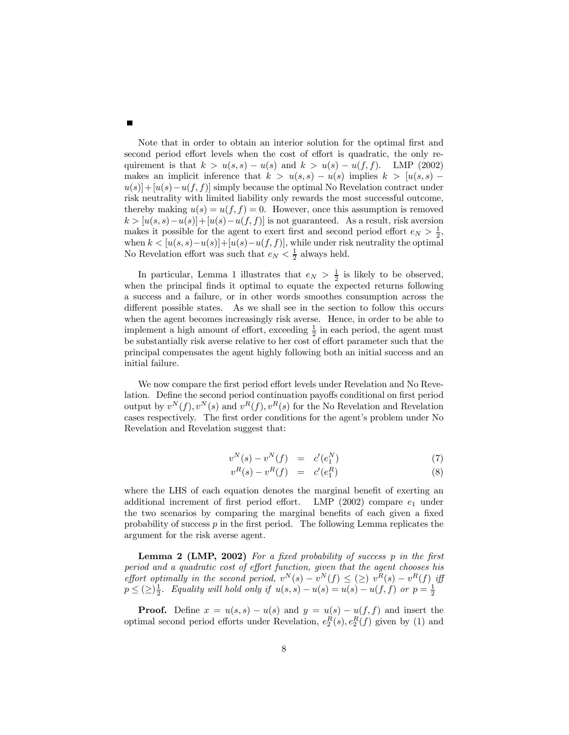■

Note that in order to obtain an interior solution for the optimal first and second period effort levels when the cost of effort is quadratic, the only requirement is that $k > u(s,s) - u(s)$ and $k > u(s) - u(f,f)$. LMP (2002) makes an implicit inference that $k > u(s,s) - u(s)$ implies $k > [u(s,s) - u(s)] + [u(s) - u(f,f)]$ simply because the optimal No Revelation contract under risk neutrality with limited liability only rewards the most successful outcome, thereby making $u(s) = u(f,f) = 0$. However, once this assumption is removed $k > [u(s,s) - u(s)] + [u(s) - u(f,f)]$ is not guaranteed. As a result, risk aversion makes it possible for the agent to exert first and second period effort $e_N > \frac{1}{2}$, when $k < [u(s,s) - u(s)] + [u(s) - u(f,f)]$, while under risk neutrality the optimal No Revelation effort was such that $e_N < \frac{1}{2}$ always held.

In particular, Lemma 1 illustrates that $e_N > \frac{1}{2}$ is likely to be observed, when the principal finds it optimal to equate the expected returns following a success and a failure, or in other words smoothes consumption across the different possible states. As we shall see in the section to follow this occurs when the agent becomes increasingly risk averse. Hence, in order to be able to implement a high amount of effort, exceeding $\frac{1}{2}$ in each period, the agent must be substantially risk averse relative to her cost of effort parameter such that the principal compensates the agent highly following both an initial success and an initial failure.

We now compare the first period effort levels under Revelation and No Revelation. Define the second period continuation payoffs conditional on first period output by $v^N(f), v^N(s)$ and $v^R(f), v^R(s)$ for the No Revelation and Revelation cases respectively. The first order conditions for the agent's problem under No Revelation and Revelation suggest that:

$$v^N(s) - v^N(f) = c'(e_1^N) \tag{7}$$

$$v^R(s) - v^R(f) = c'(e_1^R) \tag{8}$$

where the LHS of each equation denotes the marginal benefit of exerting an additional increment of first period effort. LMP (2002) compare $e_1$ under the two scenarios by comparing the marginal benefits of each given a fixed probability of success $p$ in the first period. The following Lemma replicates the argument for the risk averse agent.

**Lemma 2 (LMP, 2002)** *For a fixed probability of success $p$ in the first period and a quadratic cost of effort function, given that the agent chooses his effort optimally in the second period, $v^N(s) - v^N(f) \leq (\geq)\ v^R(s) - v^R(f)$ iff $p \leq (\geq)\frac{1}{2}$. Equality will hold only if $u(s,s) - u(s) = u(s) - u(f,f)$ or $p = \frac{1}{2}$*

**Proof.** Define $x = u(s,s) - u(s)$ and $y = u(s) - u(f,f)$ and insert the optimal second period efforts under Revelation, $e_2^R(s), e_2^R(f)$ given by (1) and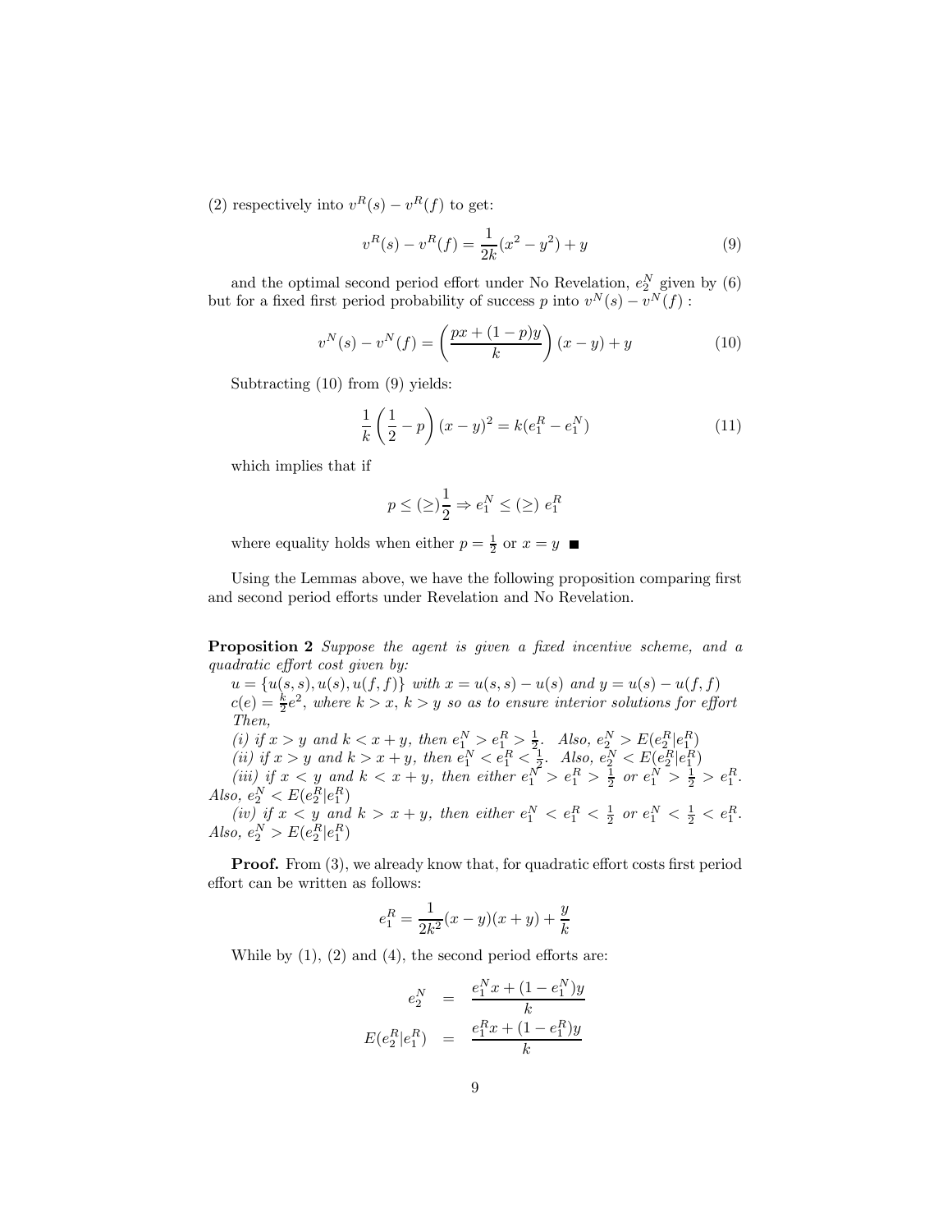(2) respectively into $v^R(s) - v^R(f)$ to get:

$$v^R(s) - v^R(f) = \frac{1}{2k}(x^2 - y^2) + y \tag{9}$$

and the optimal second period effort under No Revelation, $e_2^N$ given by (6) but for a fixed first period probability of success $p$ into $v^N(s) - v^N(f)$ :

$$v^N(s) - v^N(f) = \left(\frac{px + (1-p)y}{k}\right)(x - y) + y \tag{10}$$

Subtracting (10) from (9) yields:

$$\frac{1}{k}\left(\frac{1}{2} - p\right)(x - y)^2 = k(e_1^R - e_1^N) \tag{11}$$

which implies that if

$$p \leq (\geq) \frac{1}{2} \Rightarrow e_1^N \leq (\geq)\ e_1^R$$

where equality holds when either $p = \frac{1}{2}$ or $x = y$ ■

Using the Lemmas above, we have the following proposition comparing first and second period efforts under Revelation and No Revelation.

**Proposition 2** *Suppose the agent is given a fixed incentive scheme, and a quadratic effort cost given by:*

$u = \{u(s,s), u(s), u(f,f)\}$ *with* $x = u(s,s) - u(s)$ *and* $y = u(s) - u(f,f)$

$c(e) = \frac{k}{2}e^2$, *where* $k > x$, $k > y$ *so as to ensure interior solutions for effort*

*Then,*

*(i) if* $x > y$ *and* $k < x + y$, *then* $e_1^N > e_1^R > \frac{1}{2}$. *Also,* $e_2^N > E(e_2^R|e_1^R)$

*(ii) if* $x > y$ *and* $k > x + y$, *then* $e_1^N < e_1^R < \frac{1}{2}$. *Also,* $e_2^N < E(e_2^R|e_1^R)$

*(iii) if* $x < y$ *and* $k < x + y$, *then either* $e_1^N > e_1^R > \frac{1}{2}$ *or* $e_1^N > \frac{1}{2} > e_1^R$. *Also,* $e_2^N < E(e_2^R|e_1^R)$

*(iv) if* $x < y$ *and* $k > x + y$, *then either* $e_1^N < e_1^R < \frac{1}{2}$ *or* $e_1^N < \frac{1}{2} < e_1^R$. *Also,* $e_2^N > E(e_2^R|e_1^R)$

**Proof.** From (3), we already know that, for quadratic effort costs first period effort can be written as follows:

$$e_1^R = \frac{1}{2k^2}(x - y)(x + y) + \frac{y}{k}$$

While by (1), (2) and (4), the second period efforts are:

$$\begin{aligned} e_2^N &= \frac{e_1^N x + (1 - e_1^N)y}{k} \\ E(e_2^R|e_1^R) &= \frac{e_1^R x + (1 - e_1^R)y}{k} \end{aligned}$$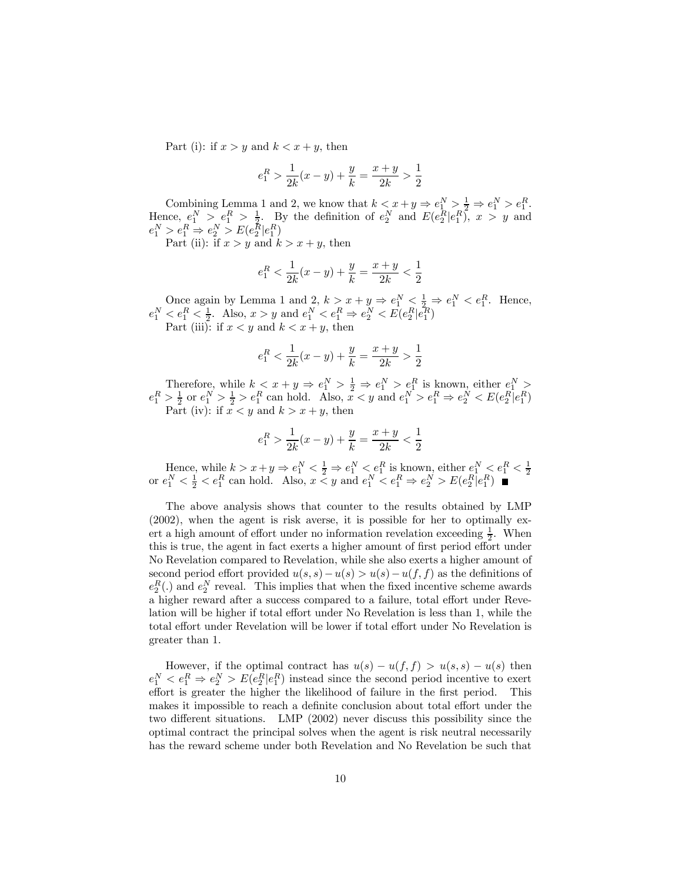Part (i): if $x > y$ and $k < x + y$, then

$$e_1^R > \frac{1}{2k}(x - y) + \frac{y}{k} = \frac{x + y}{2k} > \frac{1}{2}$$

Combining Lemma 1 and 2, we know that $k < x + y \Rightarrow e_1^N > \frac{1}{2} \Rightarrow e_1^N > e_1^R$. Hence, $e_1^N > e_1^R > \frac{1}{2}$. By the definition of $e_2^N$ and $E(e_2^R|e_1^R)$, $x > y$ and $e_1^N > e_1^R \Rightarrow e_2^N > E(e_2^R|e_1^R)$

Part (ii): if $x > y$ and $k > x + y$, then

$$e_1^R < \frac{1}{2k}(x - y) + \frac{y}{k} = \frac{x + y}{2k} < \frac{1}{2}$$

Once again by Lemma 1 and 2, $k > x + y \Rightarrow e_1^N < \frac{1}{2} \Rightarrow e_1^N < e_1^R$. Hence, $e_1^N < e_1^R < \frac{1}{2}$. Also, $x > y$ and $e_1^N < e_1^R \Rightarrow e_2^N < E(e_2^R|e_1^R)$

Part (iii): if $x < y$ and $k < x + y$, then

$$e_1^R < \frac{1}{2k}(x - y) + \frac{y}{k} = \frac{x + y}{2k} > \frac{1}{2}$$

Therefore, while $k < x + y \Rightarrow e_1^N > \frac{1}{2} \Rightarrow e_1^N > e_1^R$ is known, either $e_1^N > e_1^R > \frac{1}{2}$ or $e_1^N > \frac{1}{2} > e_1^R$ can hold. Also, $x < y$ and $e_1^N > e_1^R \Rightarrow e_2^N < E(e_2^R|e_1^R)$

Part (iv): if $x < y$ and $k > x + y$, then

$$e_1^R > \frac{1}{2k}(x - y) + \frac{y}{k} = \frac{x + y}{2k} < \frac{1}{2}$$

Hence, while $k > x + y \Rightarrow e_1^N < \frac{1}{2} \Rightarrow e_1^N < e_1^R$ is known, either $e_1^N < e_1^R < \frac{1}{2}$ or $e_1^N < \frac{1}{2} < e_1^R$ can hold. Also, $x < y$ and $e_1^N < e_1^R \Rightarrow e_2^N > E(e_2^R|e_1^R)$ ■

The above analysis shows that counter to the results obtained by LMP (2002), when the agent is risk averse, it is possible for her to optimally exert a high amount of effort under no information revelation exceeding $\frac{1}{2}$. When this is true, the agent in fact exerts a higher amount of first period effort under No Revelation compared to Revelation, while she also exerts a higher amount of second period effort provided $u(s, s) - u(s) > u(s) - u(f, f)$ as the definitions of $e_2^R(.)$ and $e_2^N$ reveal. This implies that when the fixed incentive scheme awards a higher reward after a success compared to a failure, total effort under Revelation will be higher if total effort under No Revelation is less than 1, while the total effort under Revelation will be lower if total effort under No Revelation is greater than 1.

However, if the optimal contract has $u(s) - u(f, f) > u(s, s) - u(s)$ then $e_1^N < e_1^R \Rightarrow e_2^N > E(e_2^R|e_1^R)$ instead since the second period incentive to exert effort is greater the higher the likelihood of failure in the first period. This makes it impossible to reach a definite conclusion about total effort under the two different situations. LMP (2002) never discuss this possibility since the optimal contract the principal solves when the agent is risk neutral necessarily has the reward scheme under both Revelation and No Revelation be such that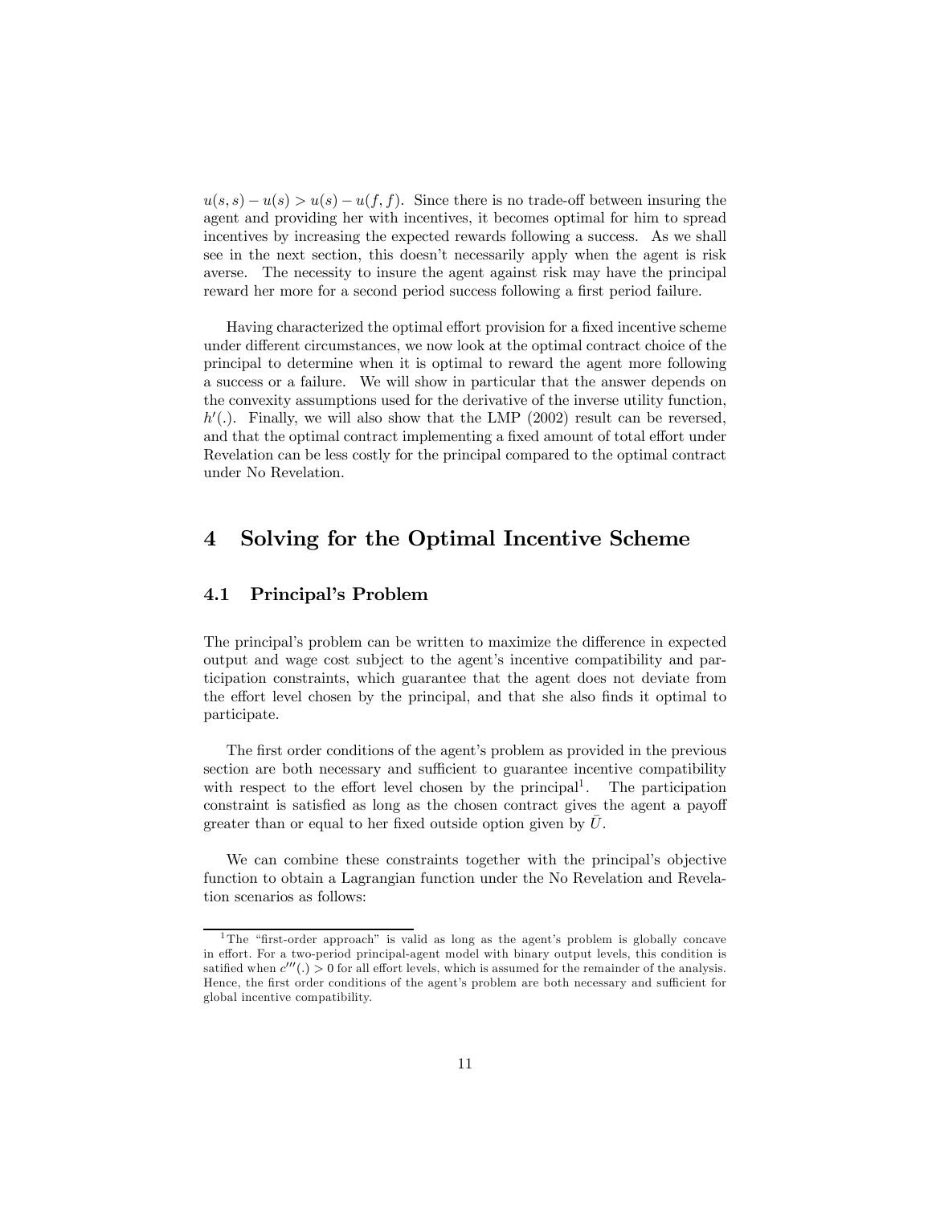$u(s,s) - u(s) > u(s) - u(f,f)$. Since there is no trade-off between insuring the agent and providing her with incentives, it becomes optimal for him to spread incentives by increasing the expected rewards following a success. As we shall see in the next section, this doesn't necessarily apply when the agent is risk averse. The necessity to insure the agent against risk may have the principal reward her more for a second period success following a first period failure.

Having characterized the optimal effort provision for a fixed incentive scheme under different circumstances, we now look at the optimal contract choice of the principal to determine when it is optimal to reward the agent more following a success or a failure. We will show in particular that the answer depends on the convexity assumptions used for the derivative of the inverse utility function, $h'(.)$. Finally, we will also show that the LMP (2002) result can be reversed, and that the optimal contract implementing a fixed amount of total effort under Revelation can be less costly for the principal compared to the optimal contract under No Revelation.

# 4 Solving for the Optimal Incentive Scheme

## 4.1 Principal's Problem

The principal's problem can be written to maximize the difference in expected output and wage cost subject to the agent's incentive compatibility and participation constraints, which guarantee that the agent does not deviate from the effort level chosen by the principal, and that she also finds it optimal to participate.

The first order conditions of the agent's problem as provided in the previous section are both necessary and sufficient to guarantee incentive compatibility with respect to the effort level chosen by the principal[1]. The participation constraint is satisfied as long as the chosen contract gives the agent a payoff greater than or equal to her fixed outside option given by $\bar{U}$.

We can combine these constraints together with the principal's objective function to obtain a Lagrangian function under the No Revelation and Revelation scenarios as follows:

[1] The "first-order approach" is valid as long as the agent's problem is globally concave in effort. For a two-period principal-agent model with binary output levels, this condition is satified when $c'''(.) > 0$ for all effort levels, which is assumed for the remainder of the analysis. Hence, the first order conditions of the agent's problem are both necessary and sufficient for global incentive compatibility.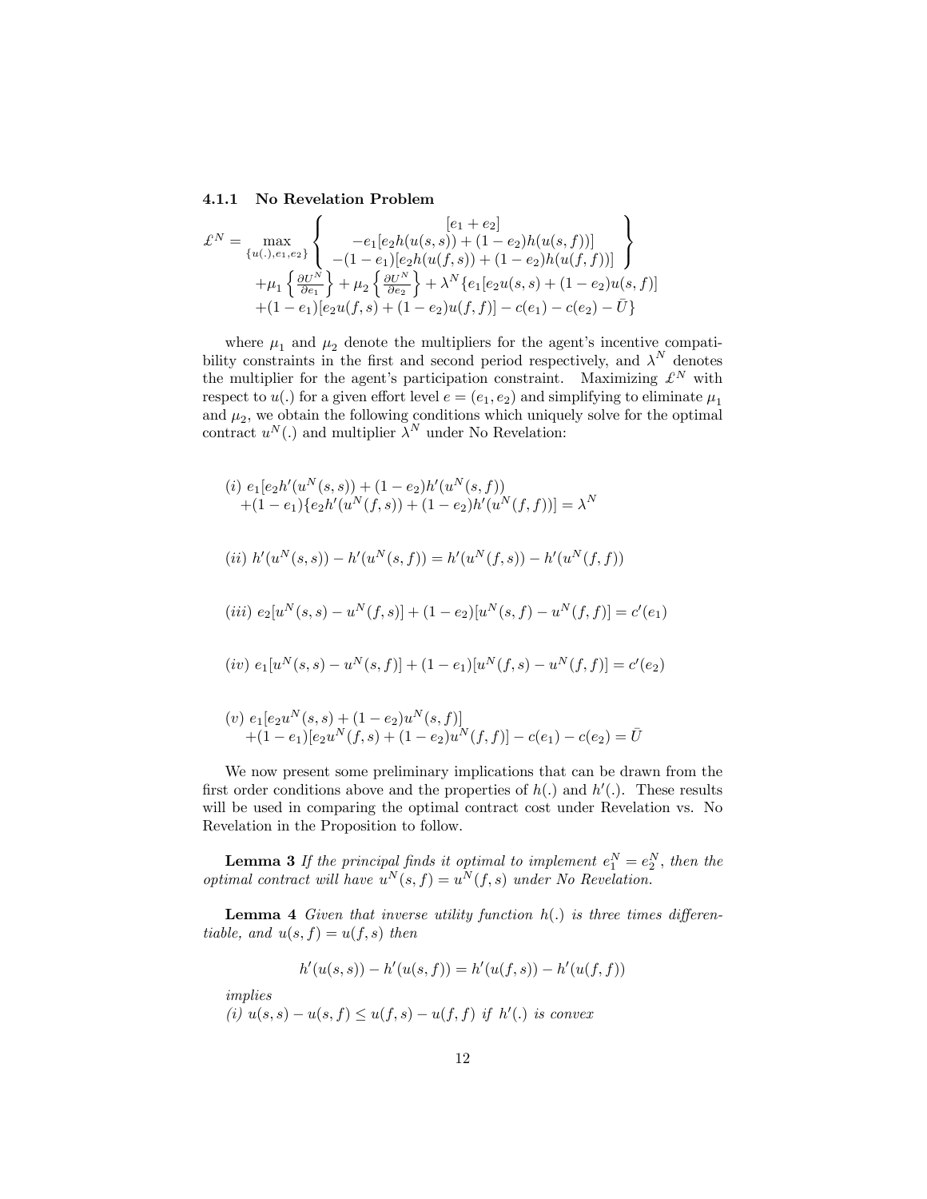### 4.1.1 No Revelation Problem

$$
\begin{aligned}
\pounds^N = \max_{\{u(.),e_1,e_2\}} & \left\{ \begin{array}{c} [e_1+e_2] \\ -e_1[e_2 h(u(s,s)) + (1-e_2)h(u(s,f))] \\ -(1-e_1)[e_2 h(u(f,s)) + (1-e_2)h(u(f,f))] \end{array} \right\} \\
& +\mu_1 \left\{ \frac{\partial U^N}{\partial e_1} \right\} + \mu_2 \left\{ \frac{\partial U^N}{\partial e_2} \right\} + \lambda^N \{ e_1[e_2 u(s,s) + (1-e_2)u(s,f)] \\
& +(1-e_1)[e_2 u(f,s) + (1-e_2)u(f,f)] - c(e_1) - c(e_2) - \bar{U} \}
\end{aligned}
$$

where $\mu_1$ and $\mu_2$ denote the multipliers for the agent's incentive compatibility constraints in the first and second period respectively, and $\lambda^N$ denotes the multiplier for the agent's participation constraint. Maximizing $\pounds^N$ with respect to $u(.)$ for a given effort level $e = (e_1, e_2)$ and simplifying to eliminate $\mu_1$ and $\mu_2$, we obtain the following conditions which uniquely solve for the optimal contract $u^N(.)$ and multiplier $\lambda^N$ under No Revelation:

$$
\begin{aligned}
(i)\ & e_1[e_2 h'(u^N(s,s)) + (1-e_2)h'(u^N(s,f)) \\
& +(1-e_1)\{e_2 h'(u^N(f,s)) + (1-e_2)h'(u^N(f,f))] = \lambda^N
\end{aligned}
$$

$$
(ii)\ h'(u^N(s,s)) - h'(u^N(s,f)) = h'(u^N(f,s)) - h'(u^N(f,f))
$$

$$
(iii)\ e_2[u^N(s,s) - u^N(f,s)] + (1-e_2)[u^N(s,f) - u^N(f,f)] = c'(e_1)
$$

$$
(iv)\ e_1[u^N(s,s) - u^N(s,f)] + (1-e_1)[u^N(f,s) - u^N(f,f)] = c'(e_2)
$$

$$
\begin{aligned}
(v)\ & e_1[e_2 u^N(s,s) + (1-e_2)u^N(s,f)] \\
& +(1-e_1)[e_2 u^N(f,s) + (1-e_2)u^N(f,f)] - c(e_1) - c(e_2) = \bar{U}
\end{aligned}
$$

We now present some preliminary implications that can be drawn from the first order conditions above and the properties of $h(.)$ and $h'(.)$. These results will be used in comparing the optimal contract cost under Revelation vs. No Revelation in the Proposition to follow.

**Lemma 3** *If the principal finds it optimal to implement $e_1^N = e_2^N$, then the optimal contract will have $u^N(s,f) = u^N(f,s)$ under No Revelation.*

**Lemma 4** *Given that inverse utility function $h(.)$ is three times differentiable, and $u(s,f) = u(f,s)$ then*

$$
h'(u(s,s)) - h'(u(s,f)) = h'(u(f,s)) - h'(u(f,f))
$$

*implies*

*(i) $u(s,s) - u(s,f) \leq u(f,s) - u(f,f)$ if $h'(.)$ is convex*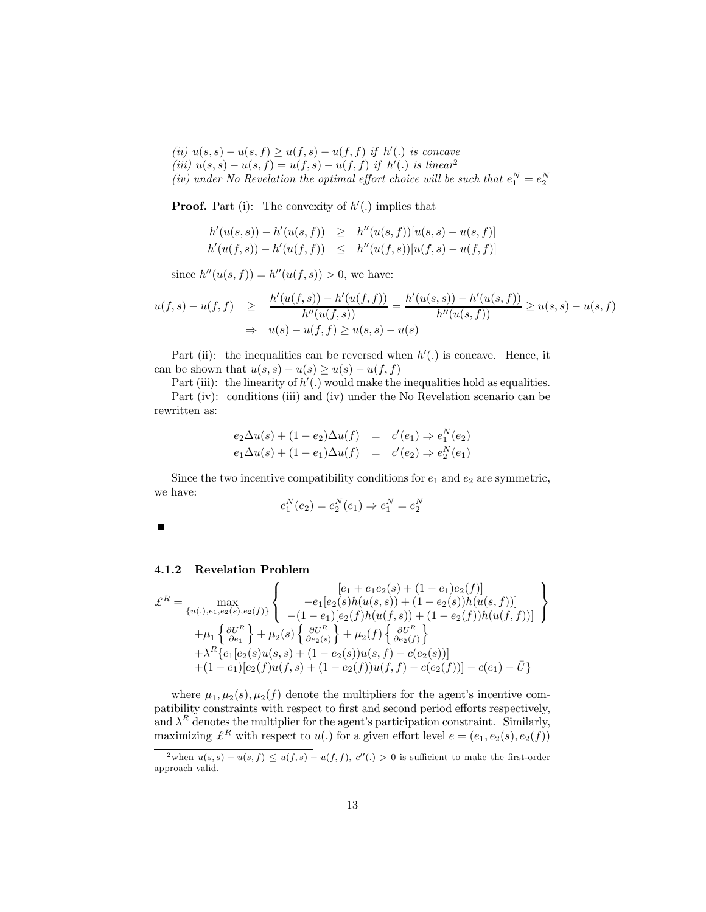*(ii)* $u(s,s) - u(s,f) \geq u(f,s) - u(f,f)$ *if* $h'(.)$ *is concave*
*(iii)* $u(s,s) - u(s,f) = u(f,s) - u(f,f)$ *if* $h'(.)$ *is linear*[2]
*(iv) under No Revelation the optimal effort choice will be such that* $e_1^N = e_2^N$

**Proof.** Part (i): The convexity of $h'(.)$ implies that

$$\begin{aligned} h'(u(s,s)) - h'(u(s,f)) &\geq h''(u(s,f))[u(s,s) - u(s,f)] \\ h'(u(f,s)) - h'(u(f,f)) &\leq h''(u(f,s))[u(f,s) - u(f,f)] \end{aligned}$$

since $h''(u(s,f)) = h''(u(f,s)) > 0$, we have:

$$\begin{aligned} u(f,s) - u(f,f) &\geq \frac{h'(u(f,s)) - h'(u(f,f))}{h''(u(f,s))} = \frac{h'(u(s,s)) - h'(u(s,f))}{h''(u(s,f))} \geq u(s,s) - u(s,f) \\ &\Rightarrow \quad u(s) - u(f,f) \geq u(s,s) - u(s) \end{aligned}$$

Part (ii): the inequalities can be reversed when $h'(.)$ is concave. Hence, it can be shown that $u(s,s) - u(s) \geq u(s) - u(f,f)$

Part (iii): the linearity of $h'(.)$ would make the inequalities hold as equalities.

Part (iv): conditions (iii) and (iv) under the No Revelation scenario can be rewritten as:

$$\begin{aligned} e_2 \Delta u(s) + (1 - e_2)\Delta u(f) &= c'(e_1) \Rightarrow e_1^N(e_2) \\ e_1 \Delta u(s) + (1 - e_1)\Delta u(f) &= c'(e_2) \Rightarrow e_2^N(e_1) \end{aligned}$$

Since the two incentive compatibility conditions for $e_1$ and $e_2$ are symmetric, we have:

$$e_1^N(e_2) = e_2^N(e_1) \Rightarrow e_1^N = e_2^N$$

■

### 4.1.2 Revelation Problem

$$\begin{aligned} \pounds^R = \max_{\{u(.), e_1, e_2(s), e_2(f)\}} & \left\{ \begin{array}{c} [e_1 + e_1 e_2(s) + (1-e_1)e_2(f)] \\ -e_1[e_2(s)h(u(s,s)) + (1-e_2(s))h(u(s,f))] \\ -(1-e_1)[e_2(f)h(u(f,s)) + (1-e_2(f))h(u(f,f))] \end{array} \right\} \\ & + \mu_1 \left\{ \frac{\partial U^R}{\partial e_1} \right\} + \mu_2(s) \left\{ \frac{\partial U^R}{\partial e_2(s)} \right\} + \mu_2(f) \left\{ \frac{\partial U^R}{\partial e_2(f)} \right\} \\ & + \lambda^R \{ e_1[e_2(s)u(s,s) + (1-e_2(s))u(s,f) - c(e_2(s))] \\ & + (1-e_1)[e_2(f)u(f,s) + (1-e_2(f))u(f,f) - c(e_2(f))] - c(e_1) - \bar{U} \} \end{aligned}$$

where $\mu_1, \mu_2(s), \mu_2(f)$ denote the multipliers for the agent's incentive compatibility constraints with respect to first and second period efforts respectively, and $\lambda^R$ denotes the multiplier for the agent's participation constraint. Similarly, maximizing $\pounds^R$ with respect to $u(.)$ for a given effort level $e = (e_1, e_2(s), e_2(f))$

[2] when $u(s,s) - u(s,f) \leq u(f,s) - u(f,f)$, $c''(.) > 0$ is sufficient to make the first-order approach valid.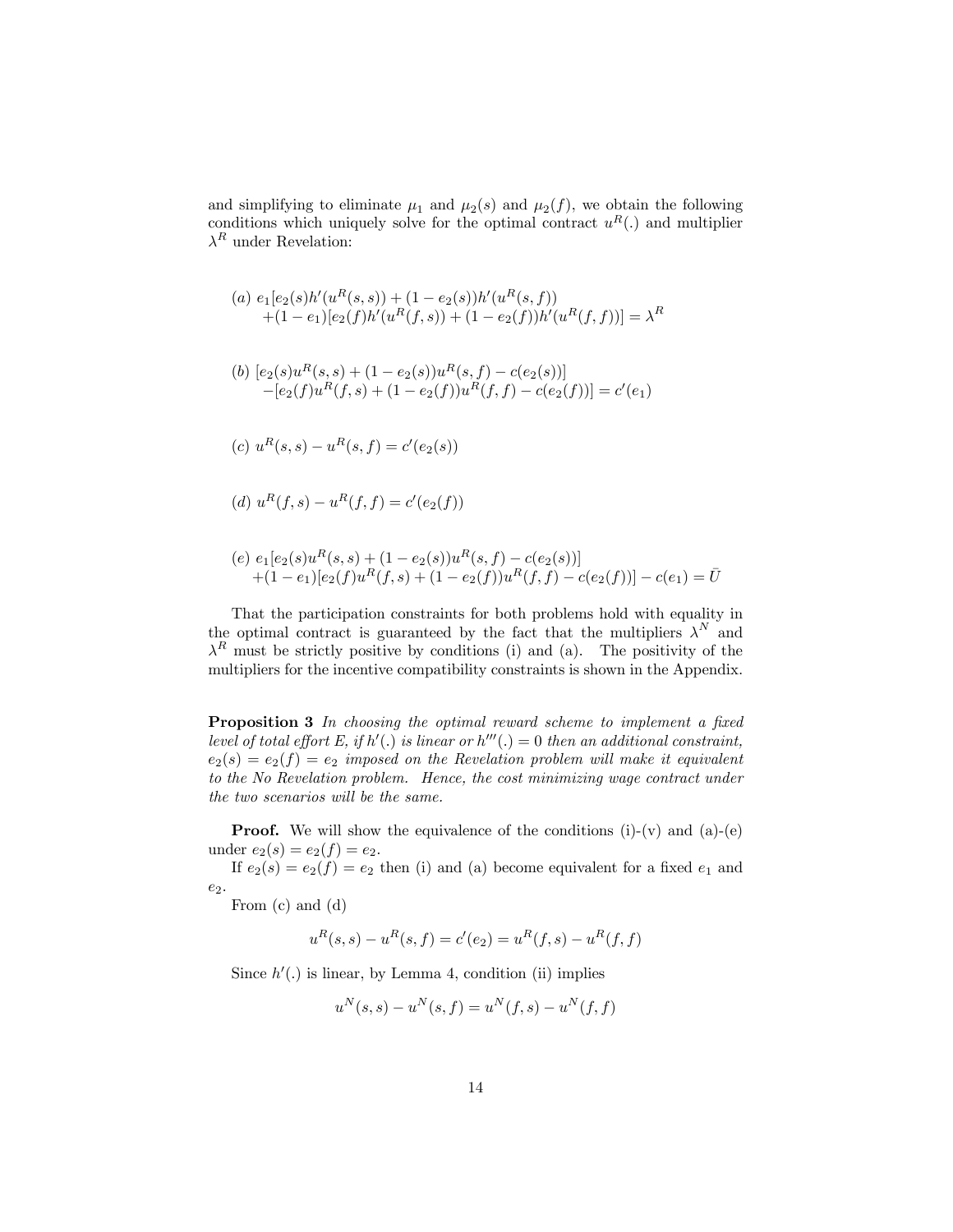and simplifying to eliminate $\mu_1$ and $\mu_2(s)$ and $\mu_2(f)$, we obtain the following conditions which uniquely solve for the optimal contract $u^R(.)$ and multiplier $\lambda^R$ under Revelation:

$$
\begin{aligned}
(a)\ & e_1[e_2(s)h'(u^R(s,s)) + (1-e_2(s))h'(u^R(s,f)) \\
& +(1-e_1)[e_2(f)h'(u^R(f,s)) + (1-e_2(f))h'(u^R(f,f))] = \lambda^R
\end{aligned}
$$

$$
\begin{aligned}
(b)\ & [e_2(s)u^R(s,s) + (1-e_2(s))u^R(s,f) - c(e_2(s))] \\
& -[e_2(f)u^R(f,s) + (1-e_2(f))u^R(f,f) - c(e_2(f))] = c'(e_1)
\end{aligned}
$$

$$
(c)\ u^R(s,s) - u^R(s,f) = c'(e_2(s))
$$

$$
(d)\ u^R(f,s) - u^R(f,f) = c'(e_2(f))
$$

$$
\begin{aligned}
(e)\ & e_1[e_2(s)u^R(s,s) + (1-e_2(s))u^R(s,f) - c(e_2(s))] \\
& +(1-e_1)[e_2(f)u^R(f,s) + (1-e_2(f))u^R(f,f) - c(e_2(f))] - c(e_1) = \bar{U}
\end{aligned}
$$

That the participation constraints for both problems hold with equality in the optimal contract is guaranteed by the fact that the multipliers $\lambda^N$ and $\lambda^R$ must be strictly positive by conditions (i) and (a). The positivity of the multipliers for the incentive compatibility constraints is shown in the Appendix.

**Proposition 3** *In choosing the optimal reward scheme to implement a fixed level of total effort $E$, if $h'(.)$ is linear or $h'''(.) = 0$ then an additional constraint, $e_2(s) = e_2(f) = e_2$ imposed on the Revelation problem will make it equivalent to the No Revelation problem. Hence, the cost minimizing wage contract under the two scenarios will be the same.*

**Proof.** We will show the equivalence of the conditions (i)-(v) and (a)-(e) under $e_2(s) = e_2(f) = e_2$.

If $e_2(s) = e_2(f) = e_2$ then (i) and (a) become equivalent for a fixed $e_1$ and $e_2$.

From (c) and (d)

$$
u^R(s,s) - u^R(s,f) = c'(e_2) = u^R(f,s) - u^R(f,f)
$$

Since $h'(.)$ is linear, by Lemma 4, condition (ii) implies

$$
u^N(s,s) - u^N(s,f) = u^N(f,s) - u^N(f,f)
$$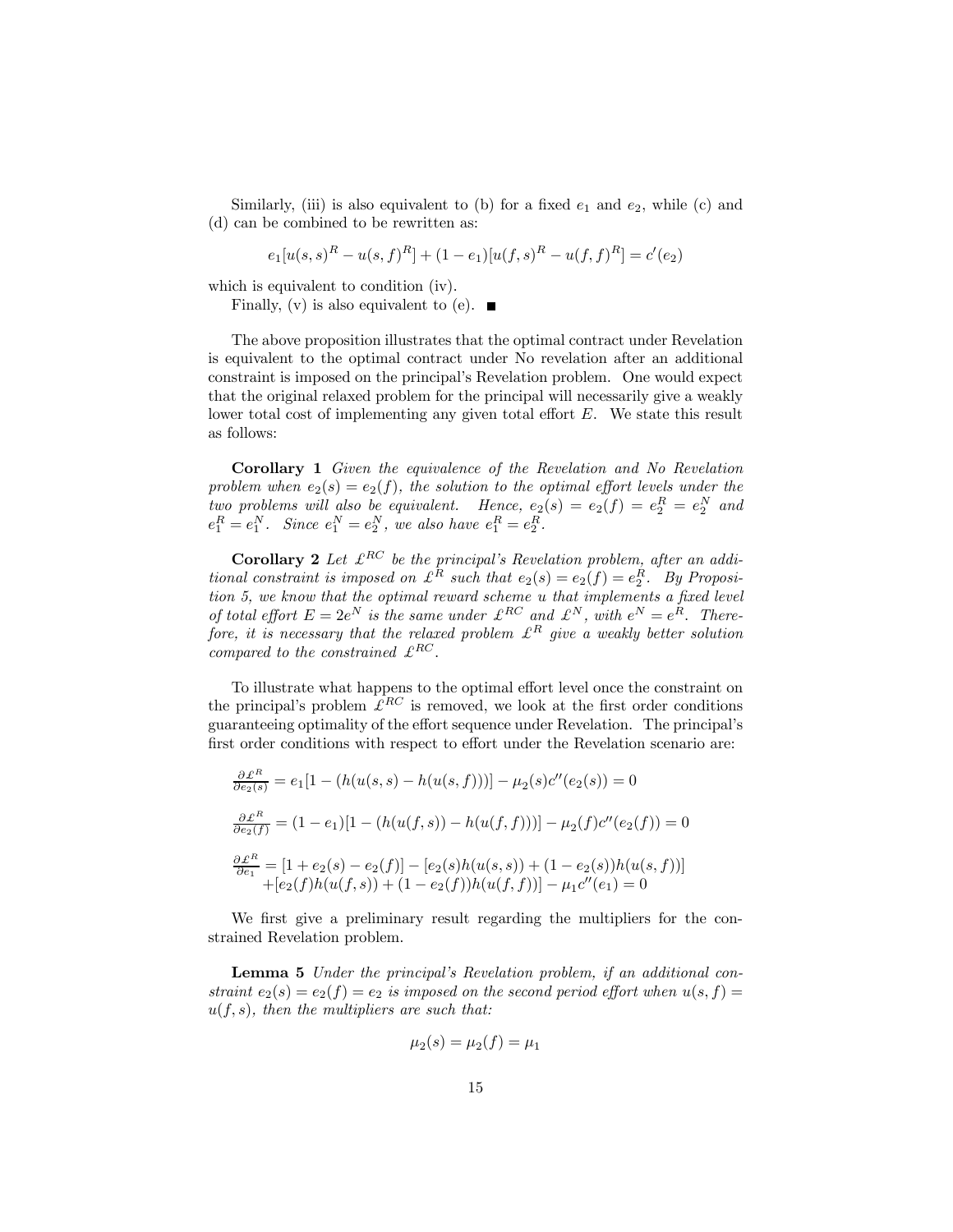Similarly, (iii) is also equivalent to (b) for a fixed $e_1$ and $e_2$, while (c) and (d) can be combined to be rewritten as:

$$e_1[u(s,s)^R - u(s,f)^R] + (1-e_1)[u(f,s)^R - u(f,f)^R] = c'(e_2)$$

which is equivalent to condition (iv).

Finally, (v) is also equivalent to (e). ■

The above proposition illustrates that the optimal contract under Revelation is equivalent to the optimal contract under No revelation after an additional constraint is imposed on the principal's Revelation problem. One would expect that the original relaxed problem for the principal will necessarily give a weakly lower total cost of implementing any given total effort $E$. We state this result as follows:

**Corollary 1** *Given the equivalence of the Revelation and No Revelation problem when $e_2(s) = e_2(f)$, the solution to the optimal effort levels under the two problems will also be equivalent. Hence, $e_2(s) = e_2(f) = e_2^R = e_2^N$ and $e_1^R = e_1^N$. Since $e_1^N = e_2^N$, we also have $e_1^R = e_2^R$.*

**Corollary 2** *Let $\pounds^{RC}$ be the principal's Revelation problem, after an additional constraint is imposed on $\pounds^R$ such that $e_2(s) = e_2(f) = e_2^R$. By Proposition 5, we know that the optimal reward scheme $u$ that implements a fixed level of total effort $E = 2e^N$ is the same under $\pounds^{RC}$ and $\pounds^N$, with $e^N = e^R$. Therefore, it is necessary that the relaxed problem $\pounds^R$ give a weakly better solution compared to the constrained $\pounds^{RC}$.*

To illustrate what happens to the optimal effort level once the constraint on the principal's problem $\pounds^{RC}$ is removed, we look at the first order conditions guaranteeing optimality of the effort sequence under Revelation. The principal's first order conditions with respect to effort under the Revelation scenario are:

$$\frac{\partial \pounds^R}{\partial e_2(s)} = e_1[1 - (h(u(s,s) - h(u(s,f)))] - \mu_2(s)c''(e_2(s)) = 0$$

$$\frac{\partial \pounds^R}{\partial e_2(f)} = (1-e_1)[1 - (h(u(f,s)) - h(u(f,f)))] - \mu_2(f)c''(e_2(f)) = 0$$

$$\begin{aligned}\frac{\partial \pounds^R}{\partial e_1} = {} & [1 + e_2(s) - e_2(f)] - [e_2(s)h(u(s,s)) + (1-e_2(s))h(u(s,f))] \\ & + [e_2(f)h(u(f,s)) + (1-e_2(f))h(u(f,f))] - \mu_1 c''(e_1) = 0\end{aligned}$$

We first give a preliminary result regarding the multipliers for the constrained Revelation problem.

**Lemma 5** *Under the principal's Revelation problem, if an additional constraint $e_2(s) = e_2(f) = e_2$ is imposed on the second period effort when $u(s,f) = u(f,s)$, then the multipliers are such that:*

$$\mu_2(s) = \mu_2(f) = \mu_1$$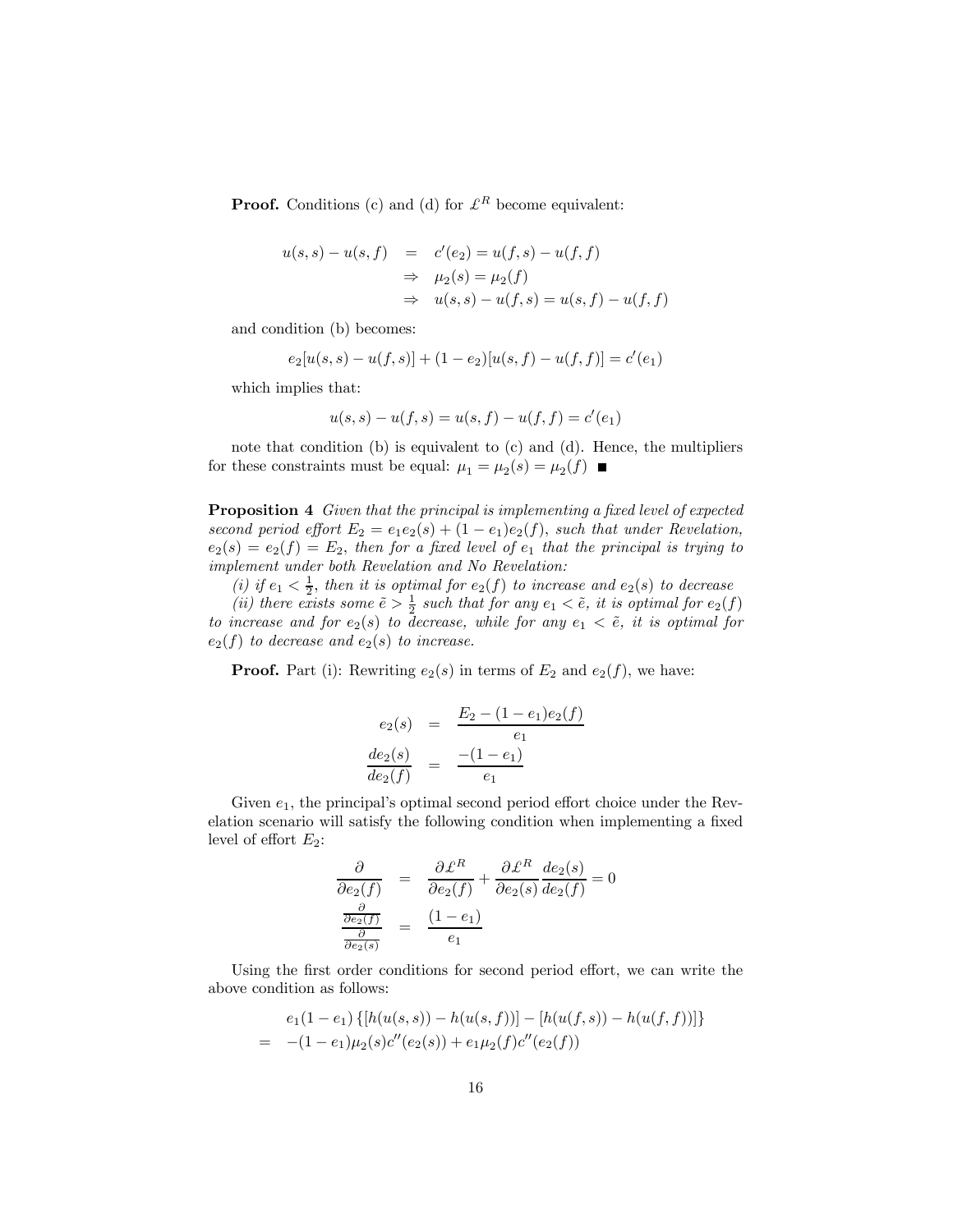**Proof.** Conditions (c) and (d) for $\pounds^R$ become equivalent:

$$
\begin{aligned}
u(s,s) - u(s,f) &= c'(e_2) = u(f,s) - u(f,f) \\
&\Rightarrow \mu_2(s) = \mu_2(f) \\
&\Rightarrow u(s,s) - u(f,s) = u(s,f) - u(f,f)
\end{aligned}
$$

and condition (b) becomes:

$$
e_2[u(s,s) - u(f,s)] + (1 - e_2)[u(s,f) - u(f,f)] = c'(e_1)
$$

which implies that:

$$
u(s,s) - u(f,s) = u(s,f) - u(f,f) = c'(e_1)
$$

note that condition (b) is equivalent to (c) and (d). Hence, the multipliers for these constraints must be equal: $\mu_1 = \mu_2(s) = \mu_2(f)$ ■

**Proposition 4** *Given that the principal is implementing a fixed level of expected second period effort $E_2 = e_1 e_2(s) + (1 - e_1)e_2(f)$, such that under Revelation, $e_2(s) = e_2(f) = E_2$, then for a fixed level of $e_1$ that the principal is trying to implement under both Revelation and No Revelation:*

*(i) if $e_1 < \frac{1}{2}$, then it is optimal for $e_2(f)$ to increase and $e_2(s)$ to decrease*

*(ii) there exists some $\tilde{e} > \frac{1}{2}$ such that for any $e_1 < \tilde{e}$, it is optimal for $e_2(f)$ to increase and for $e_2(s)$ to decrease, while for any $e_1 < \tilde{e}$, it is optimal for $e_2(f)$ to decrease and $e_2(s)$ to increase.*

**Proof.** Part (i): Rewriting $e_2(s)$ in terms of $E_2$ and $e_2(f)$, we have:

$$
\begin{aligned}
e_2(s) &= \frac{E_2 - (1 - e_1)e_2(f)}{e_1} \\
\frac{de_2(s)}{de_2(f)} &= \frac{-(1 - e_1)}{e_1}
\end{aligned}
$$

Given $e_1$, the principal's optimal second period effort choice under the Revelation scenario will satisfy the following condition when implementing a fixed level of effort $E_2$:

$$
\begin{aligned}
\frac{\partial}{\partial e_2(f)} &= \frac{\partial \pounds^R}{\partial e_2(f)} + \frac{\partial \pounds^R}{\partial e_2(s)} \frac{de_2(s)}{de_2(f)} = 0 \\
\frac{\frac{\partial}{\partial e_2(f)}}{\frac{\partial}{\partial e_2(s)}} &= \frac{(1 - e_1)}{e_1}
\end{aligned}
$$

Using the first order conditions for second period effort, we can write the above condition as follows:

$$
\begin{aligned}
& e_1(1 - e_1)\left\{[h(u(s,s)) - h(u(s,f))] - [h(u(f,s)) - h(u(f,f))]\right\} \\
= \;& -(1 - e_1)\mu_2(s)c''(e_2(s)) + e_1\mu_2(f)c''(e_2(f))
\end{aligned}
$$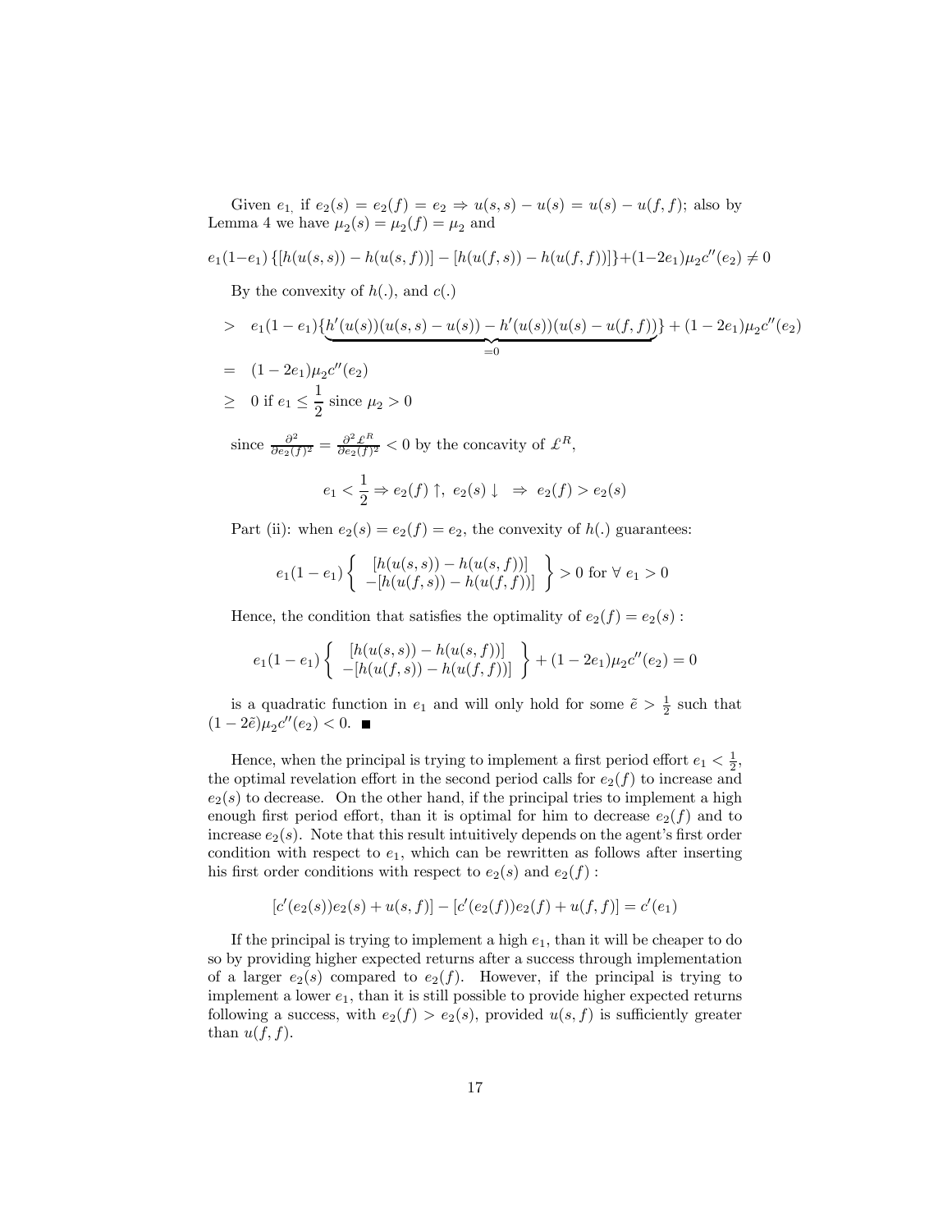Given $e_1$, if $e_2(s) = e_2(f) = e_2 \Rightarrow u(s,s) - u(s) = u(s) - u(f,f)$; also by Lemma 4 we have $\mu_2(s) = \mu_2(f) = \mu_2$ and

$$e_1(1-e_1)\left\{[h(u(s,s)) - h(u(s,f))] - [h(u(f,s)) - h(u(f,f))]\right\} + (1-2e_1)\mu_2 c''(e_2) \neq 0$$

By the convexity of $h(.)$, and $c(.)$

$$\begin{aligned}
&> \quad e_1(1-e_1)\{\underbrace{h'(u(s))(u(s,s) - u(s)) - h'(u(s))(u(s) - u(f,f))}_{=0}\} + (1-2e_1)\mu_2 c''(e_2) \\
&= \quad (1-2e_1)\mu_2 c''(e_2) \\
&\geq \quad 0 \text{ if } e_1 \leq \frac{1}{2} \text{ since } \mu_2 > 0
\end{aligned}$$

since $\frac{\partial^2}{\partial e_2(f)^2} = \frac{\partial^2 \mathcal{L}^R}{\partial e_2(f)^2} < 0$ by the concavity of $\mathcal{L}^R$,

$$e_1 < \frac{1}{2} \Rightarrow e_2(f) \uparrow, \ e_2(s) \downarrow \ \Rightarrow \ e_2(f) > e_2(s)$$

Part (ii): when $e_2(s) = e_2(f) = e_2$, the convexity of $h(.)$ guarantees:

$$e_1(1-e_1)\left\{ \begin{array}{c} [h(u(s,s)) - h(u(s,f))] \\ -[h(u(f,s)) - h(u(f,f))] \end{array} \right\} > 0 \text{ for } \forall \ e_1 > 0$$

Hence, the condition that satisfies the optimality of $e_2(f) = e_2(s)$ :

$$e_1(1-e_1)\left\{ \begin{array}{c} [h(u(s,s)) - h(u(s,f))] \\ -[h(u(f,s)) - h(u(f,f))] \end{array} \right\} + (1-2e_1)\mu_2 c''(e_2) = 0$$

is a quadratic function in $e_1$ and will only hold for some $\tilde{e} > \frac{1}{2}$ such that $(1-2\tilde{e})\mu_2 c''(e_2) < 0$. ■

Hence, when the principal is trying to implement a first period effort $e_1 < \frac{1}{2}$, the optimal revelation effort in the second period calls for $e_2(f)$ to increase and $e_2(s)$ to decrease. On the other hand, if the principal tries to implement a high enough first period effort, than it is optimal for him to decrease $e_2(f)$ and to increase $e_2(s)$. Note that this result intuitively depends on the agent's first order condition with respect to $e_1$, which can be rewritten as follows after inserting his first order conditions with respect to $e_2(s)$ and $e_2(f)$ :

$$[c'(e_2(s))e_2(s) + u(s,f)] - [c'(e_2(f))e_2(f) + u(f,f)] = c'(e_1)$$

If the principal is trying to implement a high $e_1$, than it will be cheaper to do so by providing higher expected returns after a success through implementation of a larger $e_2(s)$ compared to $e_2(f)$. However, if the principal is trying to implement a lower $e_1$, than it is still possible to provide higher expected returns following a success, with $e_2(f) > e_2(s)$, provided $u(s,f)$ is sufficiently greater than $u(f,f)$.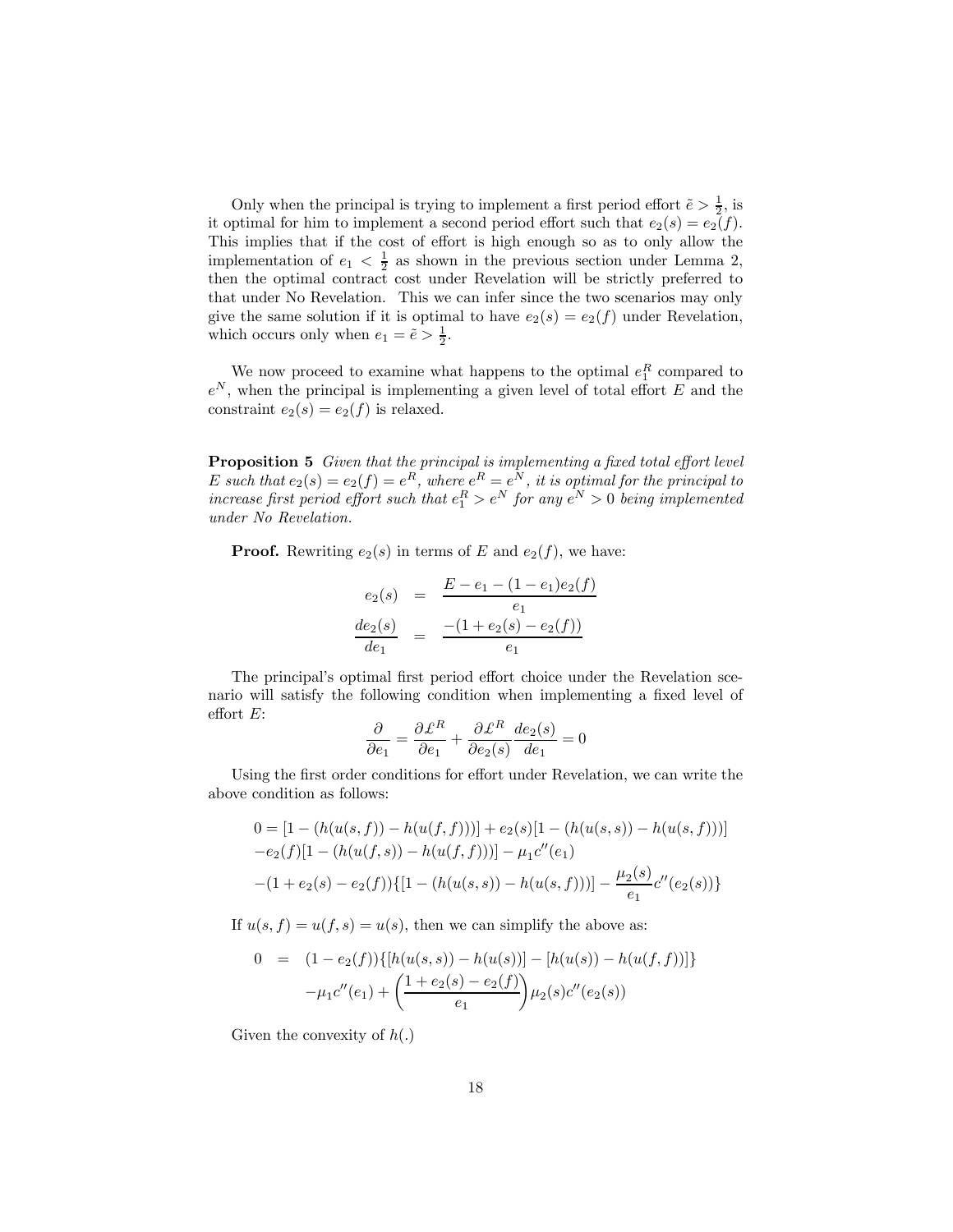Only when the principal is trying to implement a first period effort $\tilde{e} > \frac{1}{2}$, is it optimal for him to implement a second period effort such that $e_2(s) = e_2(f)$. This implies that if the cost of effort is high enough so as to only allow the implementation of $e_1 < \frac{1}{2}$ as shown in the previous section under Lemma 2, then the optimal contract cost under Revelation will be strictly preferred to that under No Revelation. This we can infer since the two scenarios may only give the same solution if it is optimal to have $e_2(s) = e_2(f)$ under Revelation, which occurs only when $e_1 = \tilde{e} > \frac{1}{2}$.

We now proceed to examine what happens to the optimal $e_1^R$ compared to $e^N$, when the principal is implementing a given level of total effort $E$ and the constraint $e_2(s) = e_2(f)$ is relaxed.

**Proposition 5** *Given that the principal is implementing a fixed total effort level $E$ such that $e_2(s) = e_2(f) = e^R$, where $e^R = e^N$, it is optimal for the principal to increase first period effort such that $e_1^R > e^N$ for any $e^N > 0$ being implemented under No Revelation.*

**Proof.** Rewriting $e_2(s)$ in terms of $E$ and $e_2(f)$, we have:

$$
\begin{aligned}
e_2(s) &= \frac{E - e_1 - (1-e_1)e_2(f)}{e_1} \\
\frac{de_2(s)}{de_1} &= \frac{-(1 + e_2(s) - e_2(f))}{e_1}
\end{aligned}
$$

The principal's optimal first period effort choice under the Revelation scenario will satisfy the following condition when implementing a fixed level of effort $E$:

$$
\frac{\partial}{\partial e_1} = \frac{\partial \pounds^R}{\partial e_1} + \frac{\partial \pounds^R}{\partial e_2(s)} \frac{de_2(s)}{de_1} = 0
$$

Using the first order conditions for effort under Revelation, we can write the above condition as follows:

$$
\begin{aligned}
&0 = [1 - (h(u(s,f)) - h(u(f,f)))] + e_2(s)[1 - (h(u(s,s)) - h(u(s,f)))] \\
&-e_2(f)[1 - (h(u(f,s)) - h(u(f,f)))] - \mu_1 c''(e_1) \\
&-(1 + e_2(s) - e_2(f))\{[1 - (h(u(s,s)) - h(u(s,f)))] - \frac{\mu_2(s)}{e_1} c''(e_2(s))\}
\end{aligned}
$$

If $u(s,f) = u(f,s) = u(s)$, then we can simplify the above as:

$$
\begin{aligned}
0 &= (1 - e_2(f))\{[h(u(s,s)) - h(u(s))] - [h(u(s)) - h(u(f,f))]\} \\
&\quad -\mu_1 c''(e_1) + \left(\frac{1 + e_2(s) - e_2(f)}{e_1}\right)\mu_2(s) c''(e_2(s))
\end{aligned}
$$

Given the convexity of $h(.)$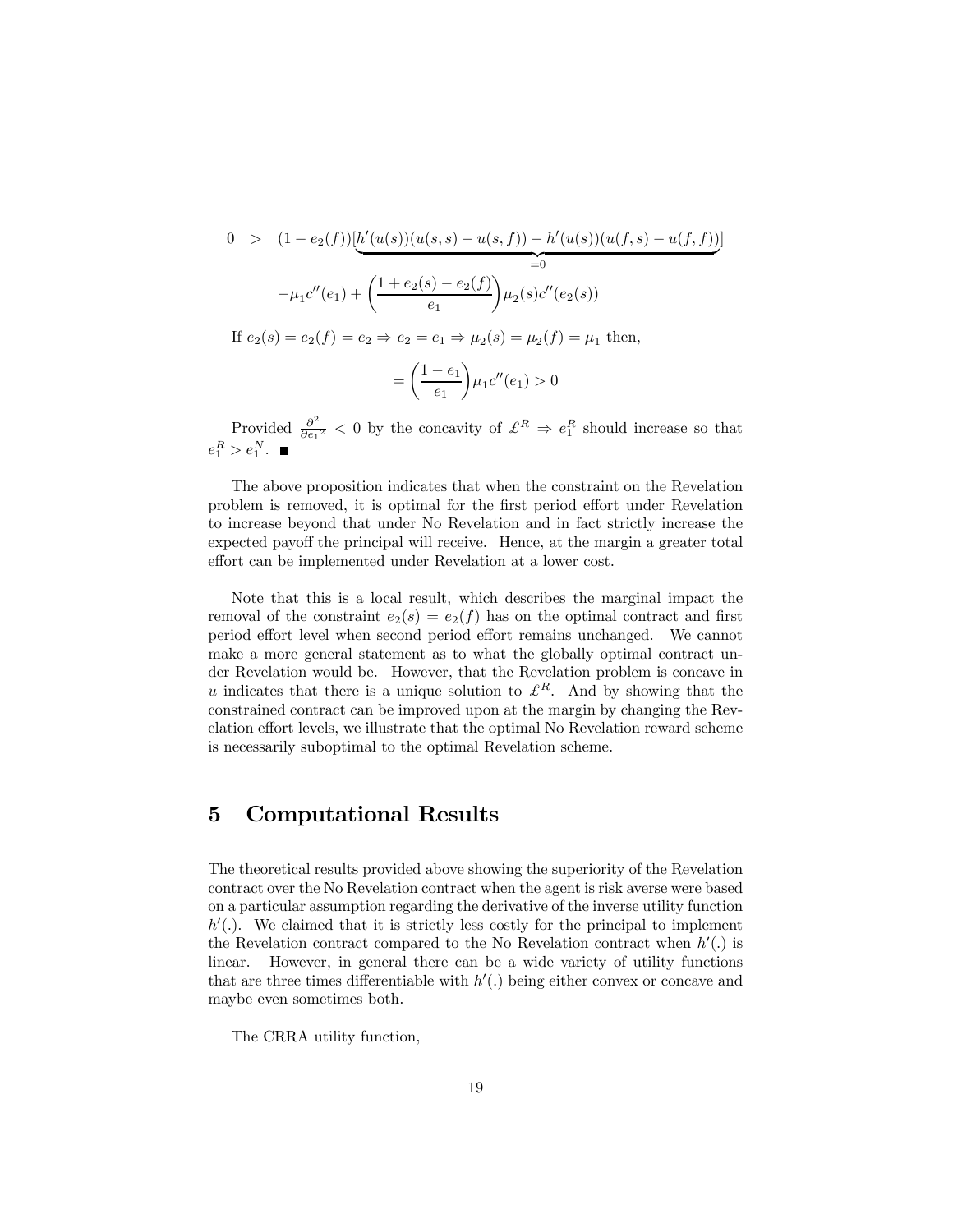$$
\begin{aligned}
0 \quad > \quad & (1 - e_2(f))\underbrace{[h'(u(s))(u(s,s) - u(s,f)) - h'(u(s))(u(f,s) - u(f,f))]}_{=0} \\
& -\mu_1 c''(e_1) + \left(\frac{1 + e_2(s) - e_2(f)}{e_1}\right)\mu_2(s)c''(e_2(s))
\end{aligned}
$$

If $e_2(s) = e_2(f) = e_2 \Rightarrow e_2 = e_1 \Rightarrow \mu_2(s) = \mu_2(f) = \mu_1$ then,

$$
= \left(\frac{1 - e_1}{e_1}\right)\mu_1 c''(e_1) > 0
$$

Provided $\frac{\partial^2}{\partial e_1{}^2} < 0$ by the concavity of $\pounds^R \Rightarrow e_1^R$ should increase so that $e_1^R > e_1^N$. ■

The above proposition indicates that when the constraint on the Revelation problem is removed, it is optimal for the first period effort under Revelation to increase beyond that under No Revelation and in fact strictly increase the expected payoff the principal will receive. Hence, at the margin a greater total effort can be implemented under Revelation at a lower cost.

Note that this is a local result, which describes the marginal impact the removal of the constraint $e_2(s) = e_2(f)$ has on the optimal contract and first period effort level when second period effort remains unchanged. We cannot make a more general statement as to what the globally optimal contract under Revelation would be. However, that the Revelation problem is concave in $u$ indicates that there is a unique solution to $\pounds^R$. And by showing that the constrained contract can be improved upon at the margin by changing the Revelation effort levels, we illustrate that the optimal No Revelation reward scheme is necessarily suboptimal to the optimal Revelation scheme.

# 5 Computational Results

The theoretical results provided above showing the superiority of the Revelation contract over the No Revelation contract when the agent is risk averse were based on a particular assumption regarding the derivative of the inverse utility function $h'(.)$. We claimed that it is strictly less costly for the principal to implement the Revelation contract compared to the No Revelation contract when $h'(.)$ is linear. However, in general there can be a wide variety of utility functions that are three times differentiable with $h'(.)$ being either convex or concave and maybe even sometimes both.

The CRRA utility function,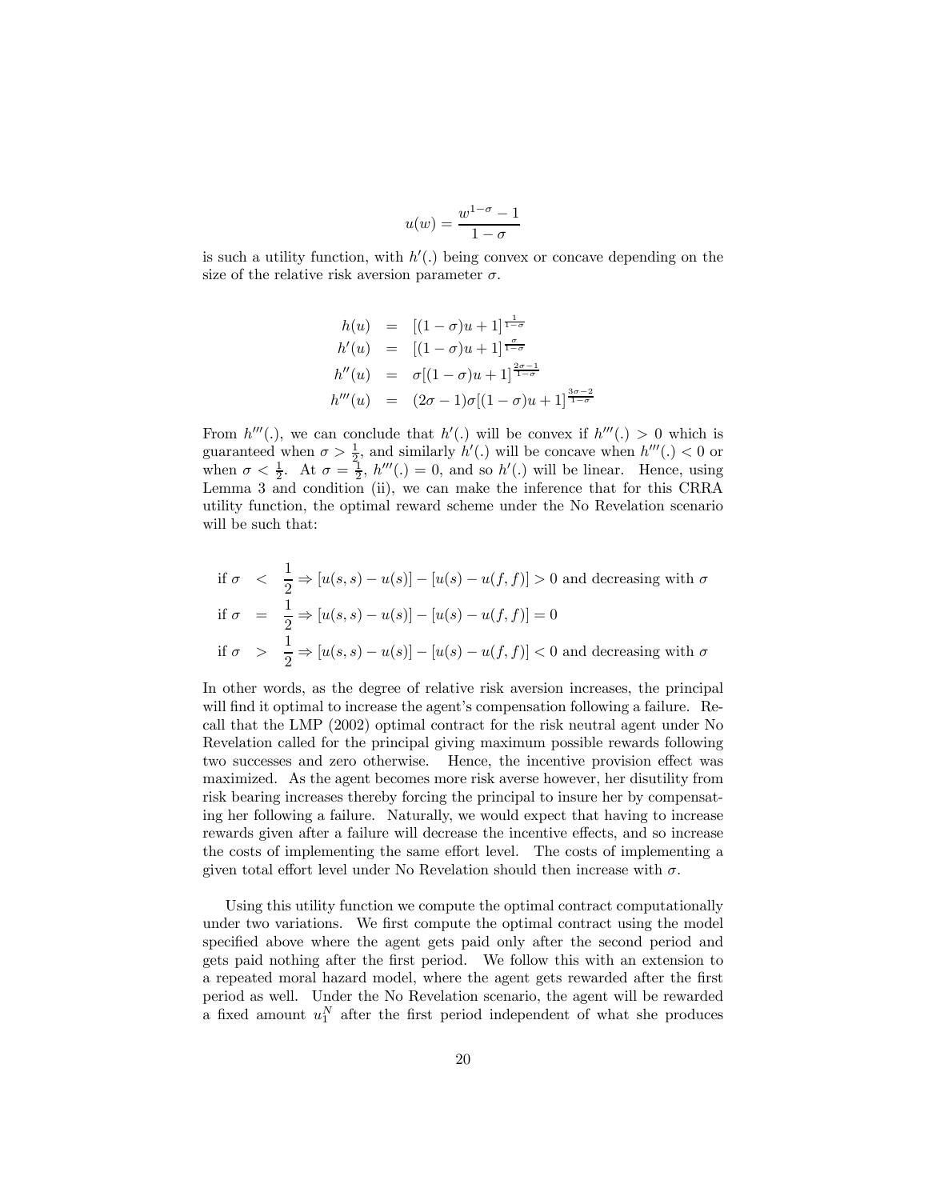$$u(w) = \frac{w^{1-\sigma} - 1}{1 - \sigma}$$

is such a utility function, with $h'(.)$ being convex or concave depending on the size of the relative risk aversion parameter $\sigma$.

$$\begin{aligned}
h(u) &= [(1-\sigma)u + 1]^{\frac{1}{1-\sigma}} \\
h'(u) &= [(1-\sigma)u + 1]^{\frac{\sigma}{1-\sigma}} \\
h''(u) &= \sigma[(1-\sigma)u + 1]^{\frac{2\sigma-1}{1-\sigma}} \\
h'''(u) &= (2\sigma - 1)\sigma[(1-\sigma)u + 1]^{\frac{3\sigma-2}{1-\sigma}}
\end{aligned}$$

From $h'''(.)$, we can conclude that $h'(.)$ will be convex if $h'''(.) > 0$ which is guaranteed when $\sigma > \frac{1}{2}$, and similarly $h'(.)$ will be concave when $h'''(.) < 0$ or when $\sigma < \frac{1}{2}$. At $\sigma = \frac{1}{2}$, $h'''(.) = 0$, and so $h'(.)$ will be linear. Hence, using Lemma 3 and condition (ii), we can make the inference that for this CRRA utility function, the optimal reward scheme under the No Revelation scenario will be such that:

$$\begin{aligned}
\text{if } \sigma &< \frac{1}{2} \Rightarrow [u(s,s) - u(s)] - [u(s) - u(f,f)] > 0 \text{ and decreasing with } \sigma \\
\text{if } \sigma &= \frac{1}{2} \Rightarrow [u(s,s) - u(s)] - [u(s) - u(f,f)] = 0 \\
\text{if } \sigma &> \frac{1}{2} \Rightarrow [u(s,s) - u(s)] - [u(s) - u(f,f)] < 0 \text{ and decreasing with } \sigma
\end{aligned}$$

In other words, as the degree of relative risk aversion increases, the principal will find it optimal to increase the agent's compensation following a failure. Recall that the LMP (2002) optimal contract for the risk neutral agent under No Revelation called for the principal giving maximum possible rewards following two successes and zero otherwise. Hence, the incentive provision effect was maximized. As the agent becomes more risk averse however, her disutility from risk bearing increases thereby forcing the principal to insure her by compensating her following a failure. Naturally, we would expect that having to increase rewards given after a failure will decrease the incentive effects, and so increase the costs of implementing the same effort level. The costs of implementing a given total effort level under No Revelation should then increase with $\sigma$.

Using this utility function we compute the optimal contract computationally under two variations. We first compute the optimal contract using the model specified above where the agent gets paid only after the second period and gets paid nothing after the first period. We follow this with an extension to a repeated moral hazard model, where the agent gets rewarded after the first period as well. Under the No Revelation scenario, the agent will be rewarded a fixed amount $u_1^N$ after the first period independent of what she produces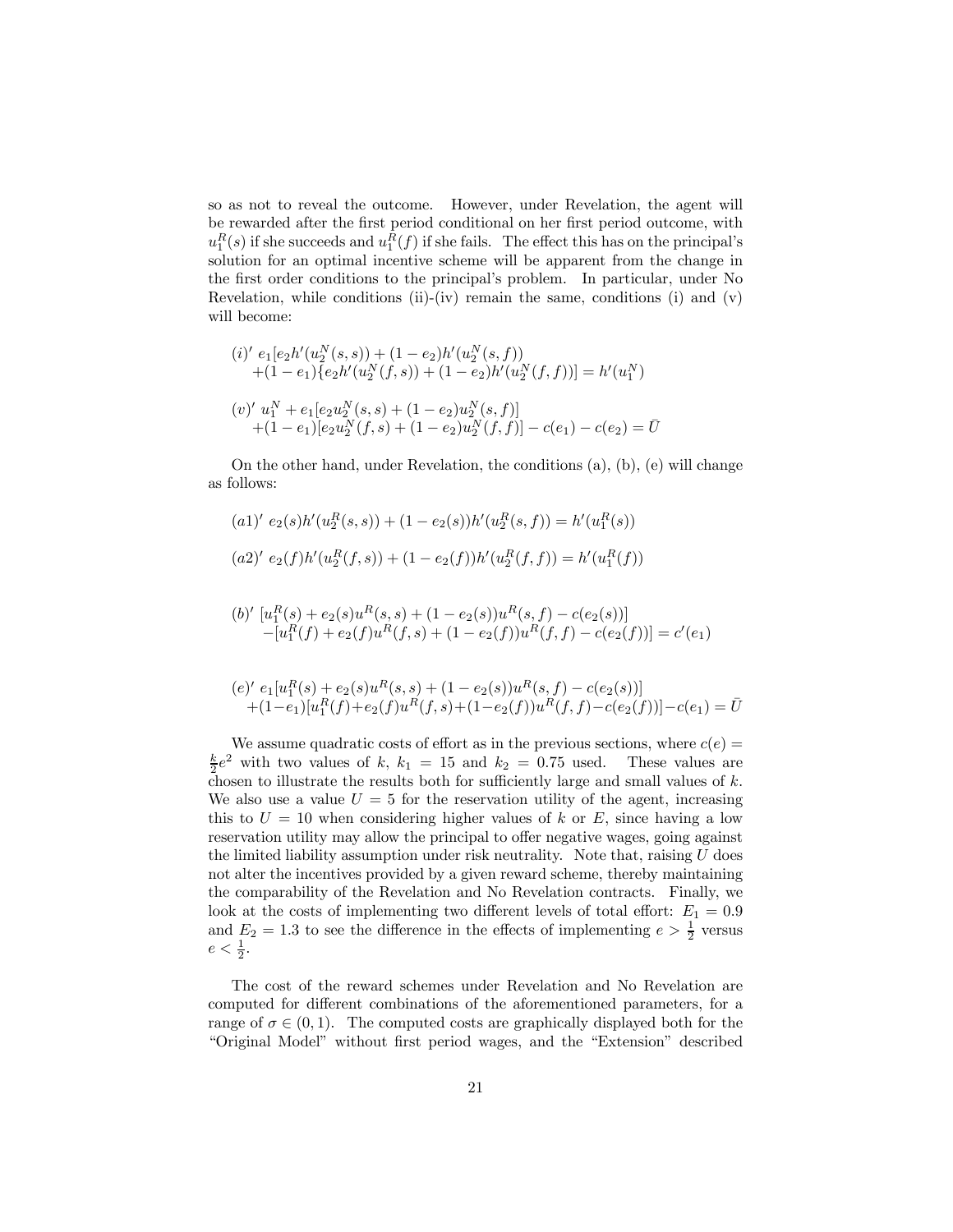so as not to reveal the outcome. However, under Revelation, the agent will be rewarded after the first period conditional on her first period outcome, with $u_1^R(s)$ if she succeeds and $u_1^R(f)$ if she fails. The effect this has on the principal's solution for an optimal incentive scheme will be apparent from the change in the first order conditions to the principal's problem. In particular, under No Revelation, while conditions (ii)-(iv) remain the same, conditions (i) and (v) will become:

$$(i)' \; e_1[e_2 h'(u_2^N(s,s)) + (1-e_2)h'(u_2^N(s,f)) \\ +(1-e_1)\{e_2 h'(u_2^N(f,s)) + (1-e_2)h'(u_2^N(f,f))] = h'(u_1^N)$$

$$(v)' \; u_1^N + e_1[e_2 u_2^N(s,s) + (1-e_2)u_2^N(s,f)] \\ +(1-e_1)[e_2 u_2^N(f,s) + (1-e_2)u_2^N(f,f)] - c(e_1) - c(e_2) = \bar{U}$$

On the other hand, under Revelation, the conditions (a), (b), (e) will change as follows:

$$(a1)' \; e_2(s)h'(u_2^R(s,s)) + (1-e_2(s))h'(u_2^R(s,f)) = h'(u_1^R(s))$$

$$(a2)' \; e_2(f)h'(u_2^R(f,s)) + (1-e_2(f))h'(u_2^R(f,f)) = h'(u_1^R(f))$$

$$(b)' \; [u_1^R(s) + e_2(s)u^R(s,s) + (1-e_2(s))u^R(s,f) - c(e_2(s))] \\ -[u_1^R(f) + e_2(f)u^R(f,s) + (1-e_2(f))u^R(f,f) - c(e_2(f))] = c'(e_1)$$

$$(e)' \; e_1[u_1^R(s) + e_2(s)u^R(s,s) + (1-e_2(s))u^R(s,f) - c(e_2(s))] \\ +(1-e_1)[u_1^R(f) + e_2(f)u^R(f,s) + (1-e_2(f))u^R(f,f) - c(e_2(f))] - c(e_1) = \bar{U}$$

We assume quadratic costs of effort as in the previous sections, where $c(e) = \frac{k}{2}e^2$ with two values of $k$, $k_1 = 15$ and $k_2 = 0.75$ used. These values are chosen to illustrate the results both for sufficiently large and small values of $k$. We also use a value $U = 5$ for the reservation utility of the agent, increasing this to $U = 10$ when considering higher values of $k$ or $E$, since having a low reservation utility may allow the principal to offer negative wages, going against the limited liability assumption under risk neutrality. Note that, raising $U$ does not alter the incentives provided by a given reward scheme, thereby maintaining the comparability of the Revelation and No Revelation contracts. Finally, we look at the costs of implementing two different levels of total effort: $E_1 = 0.9$ and $E_2 = 1.3$ to see the difference in the effects of implementing $e > \frac{1}{2}$ versus $e < \frac{1}{2}$.

The cost of the reward schemes under Revelation and No Revelation are computed for different combinations of the aforementioned parameters, for a range of $\sigma \in (0,1)$. The computed costs are graphically displayed both for the "Original Model" without first period wages, and the "Extension" described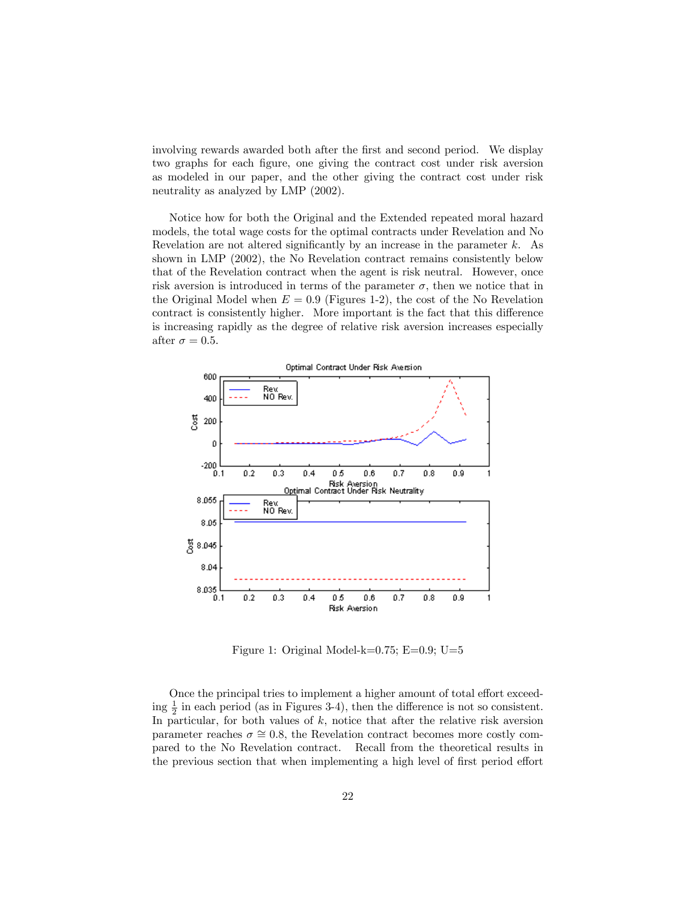involving rewards awarded both after the first and second period. We display two graphs for each figure, one giving the contract cost under risk aversion as modeled in our paper, and the other giving the contract cost under risk neutrality as analyzed by LMP (2002).

Notice how for both the Original and the Extended repeated moral hazard models, the total wage costs for the optimal contracts under Revelation and No Revelation are not altered significantly by an increase in the parameter $k$. As shown in LMP (2002), the No Revelation contract remains consistently below that of the Revelation contract when the agent is risk neutral. However, once risk aversion is introduced in terms of the parameter $\sigma$, then we notice that in the Original Model when $E = 0.9$ (Figures 1-2), the cost of the No Revelation contract is consistently higher. More important is the fact that this difference is increasing rapidly as the degree of relative risk aversion increases especially after $\sigma = 0.5$.

Figure 1: Original Model-k=0.75; E=0.9; U=5

Once the principal tries to implement a higher amount of total effort exceeding $\frac{1}{2}$ in each period (as in Figures 3-4), then the difference is not so consistent. In particular, for both values of $k$, notice that after the relative risk aversion parameter reaches $\sigma \cong 0.8$, the Revelation contract becomes more costly compared to the No Revelation contract. Recall from the theoretical results in the previous section that when implementing a high level of first period effort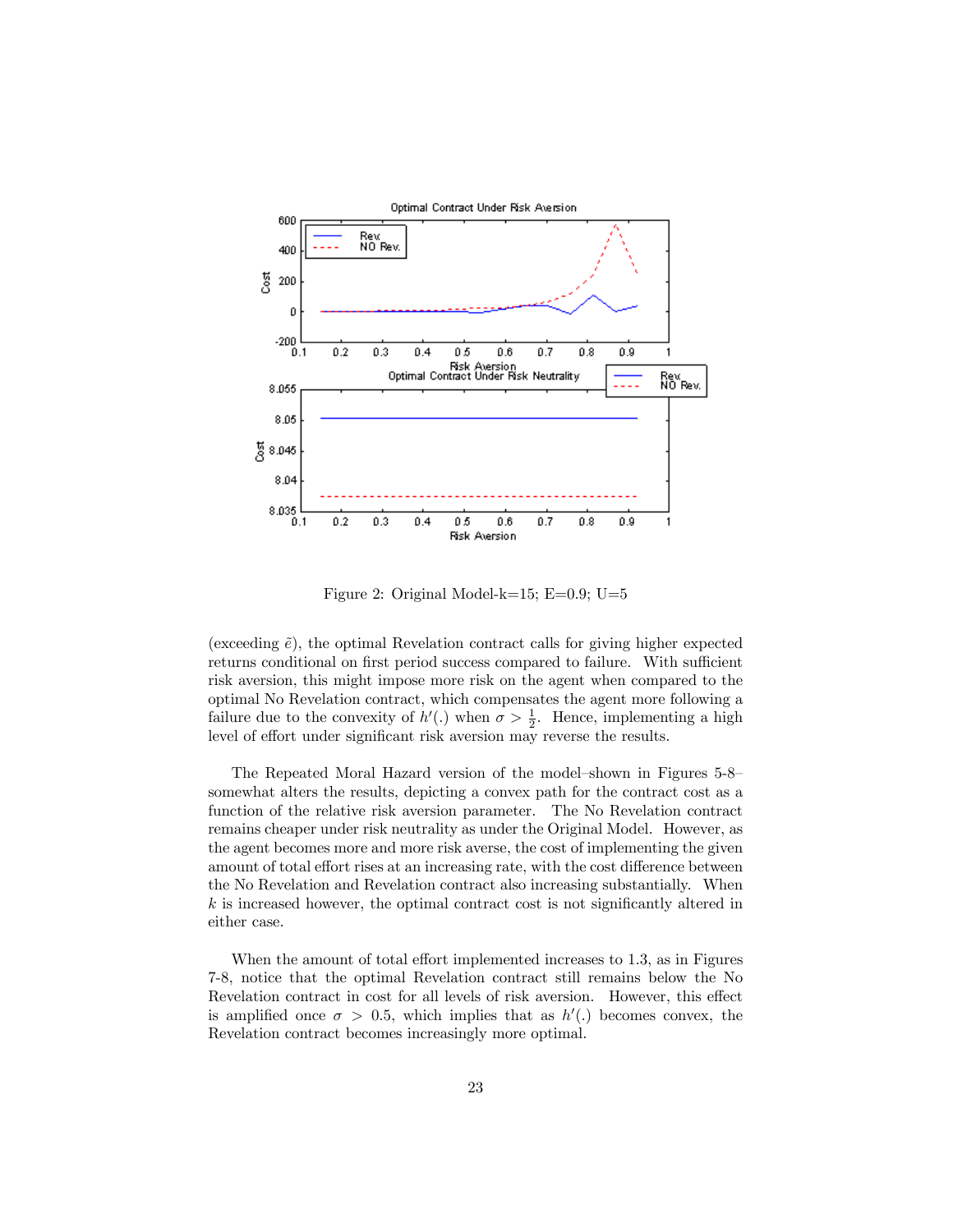Figure 2: Original Model-k=15; E=0.9; U=5

(exceeding $\tilde{e}$), the optimal Revelation contract calls for giving higher expected returns conditional on first period success compared to failure. With sufficient risk aversion, this might impose more risk on the agent when compared to the optimal No Revelation contract, which compensates the agent more following a failure due to the convexity of $h'(.)$ when $\sigma > \frac{1}{2}$. Hence, implementing a high level of effort under significant risk aversion may reverse the results.

The Repeated Moral Hazard version of the model–shown in Figures 5-8–somewhat alters the results, depicting a convex path for the contract cost as a function of the relative risk aversion parameter. The No Revelation contract remains cheaper under risk neutrality as under the Original Model. However, as the agent becomes more and more risk averse, the cost of implementing the given amount of total effort rises at an increasing rate, with the cost difference between the No Revelation and Revelation contract also increasing substantially. When $k$ is increased however, the optimal contract cost is not significantly altered in either case.

When the amount of total effort implemented increases to 1.3, as in Figures 7-8, notice that the optimal Revelation contract still remains below the No Revelation contract in cost for all levels of risk aversion. However, this effect is amplified once $\sigma > 0.5$, which implies that as $h'(.)$ becomes convex, the Revelation contract becomes increasingly more optimal.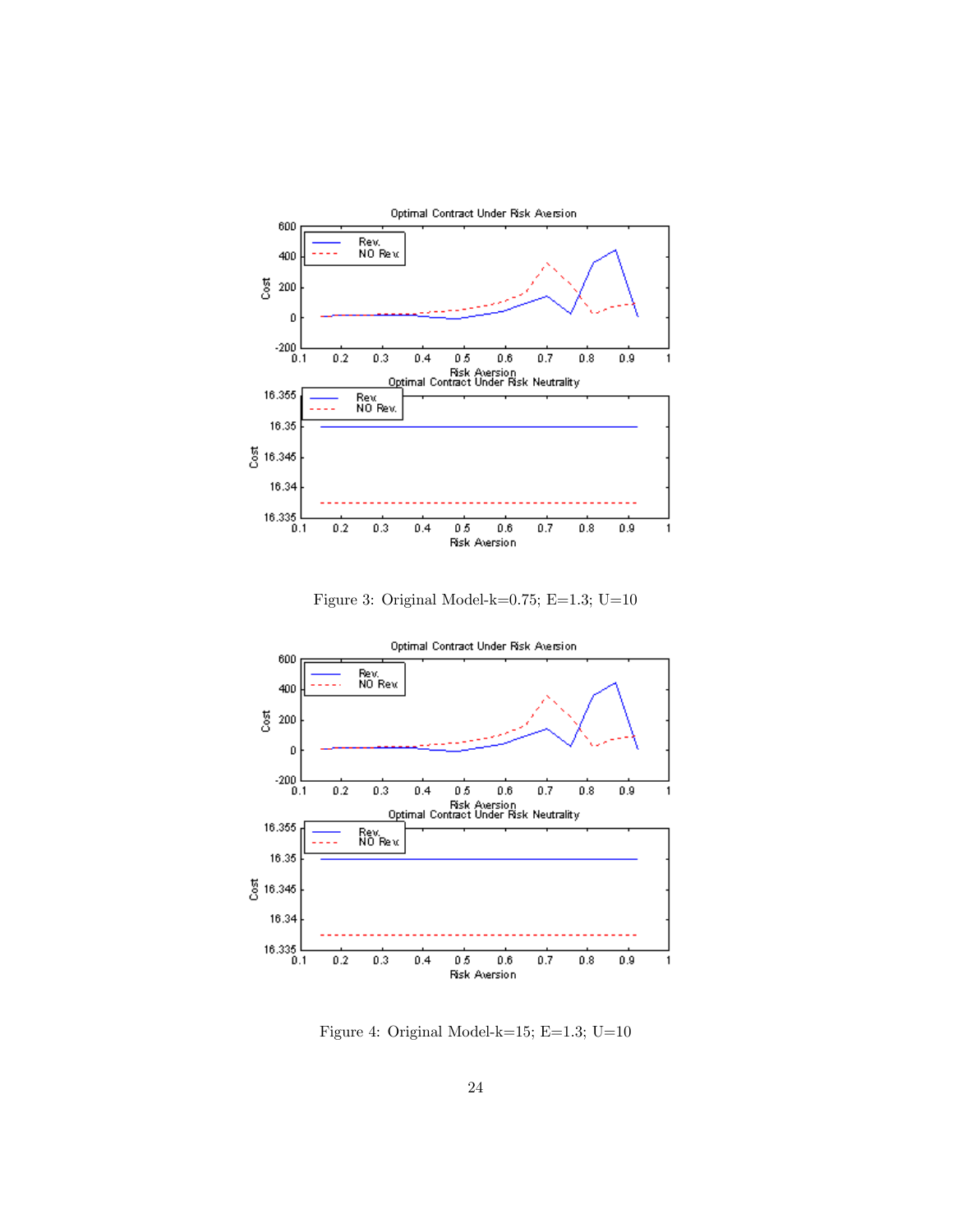Figure 3: Original Model-k=0.75; E=1.3; U=10

Figure 4: Original Model-k=15; E=1.3; U=10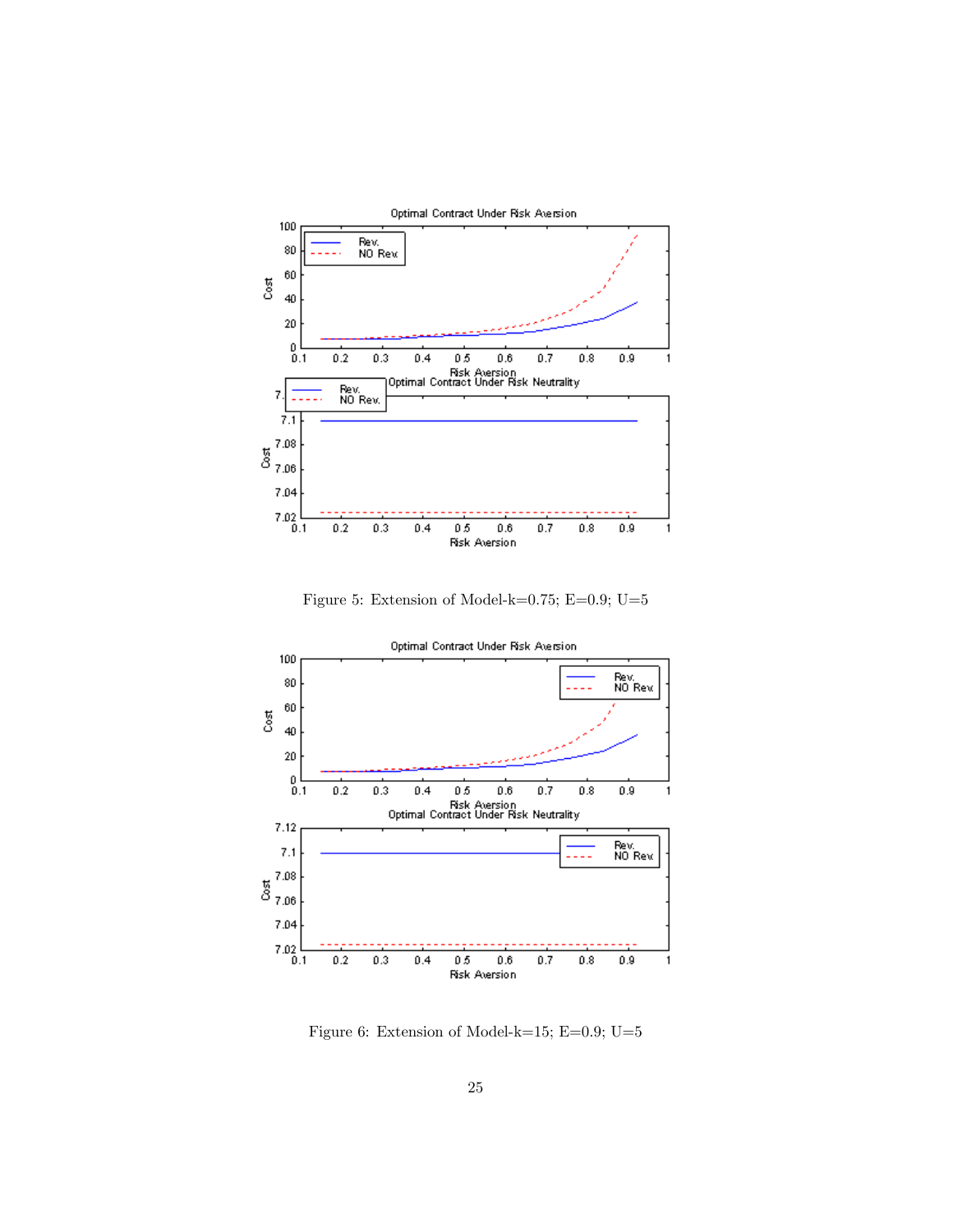Figure 5: Extension of Model-k=0.75; E=0.9; U=5

Figure 6: Extension of Model-k=15; E=0.9; U=5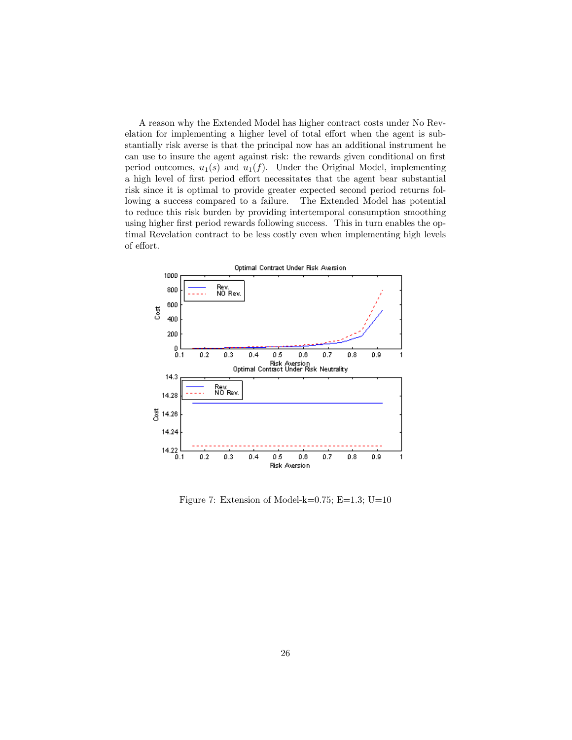A reason why the Extended Model has higher contract costs under No Revelation for implementing a higher level of total effort when the agent is substantially risk averse is that the principal now has an additional instrument he can use to insure the agent against risk: the rewards given conditional on first period outcomes, $u_1(s)$ and $u_1(f)$. Under the Original Model, implementing a high level of first period effort necessitates that the agent bear substantial risk since it is optimal to provide greater expected second period returns following a success compared to a failure. The Extended Model has potential to reduce this risk burden by providing intertemporal consumption smoothing using higher first period rewards following success. This in turn enables the optimal Revelation contract to be less costly even when implementing high levels of effort.

Figure 7: Extension of Model-k=0.75; E=1.3; U=10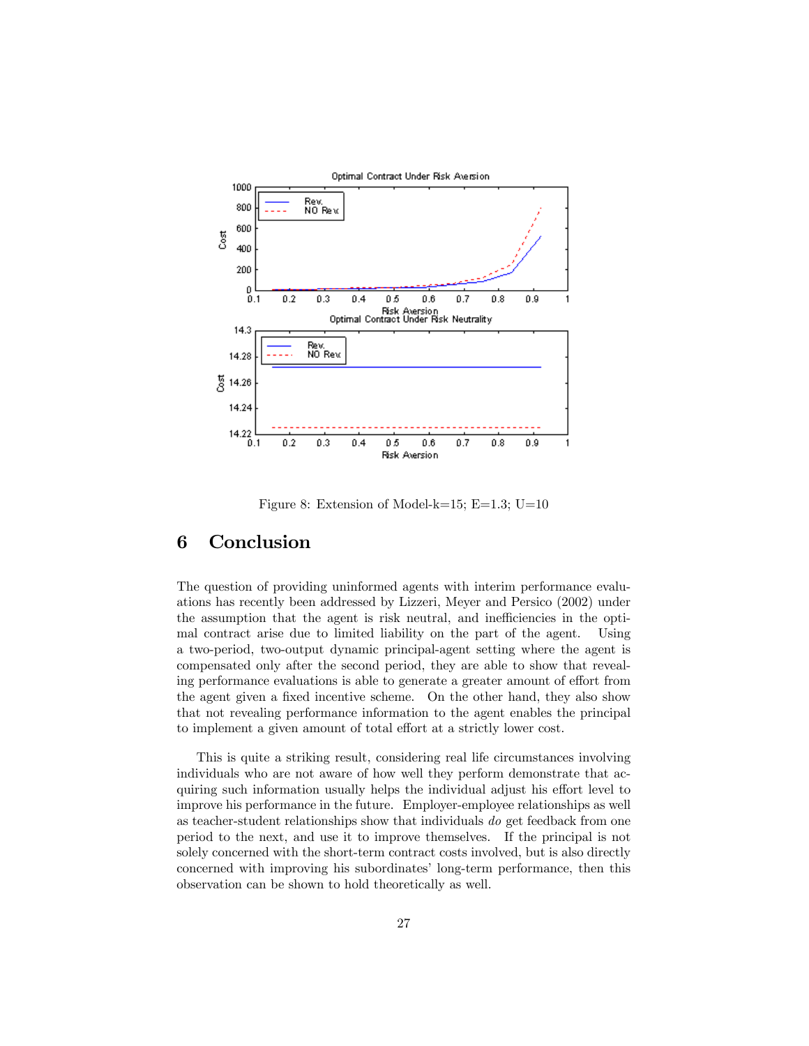Figure 8: Extension of Model-k=15; E=1.3; U=10

# 6 Conclusion

The question of providing uninformed agents with interim performance evaluations has recently been addressed by Lizzeri, Meyer and Persico (2002) under the assumption that the agent is risk neutral, and inefficiencies in the optimal contract arise due to limited liability on the part of the agent. Using a two-period, two-output dynamic principal-agent setting where the agent is compensated only after the second period, they are able to show that revealing performance evaluations is able to generate a greater amount of effort from the agent given a fixed incentive scheme. On the other hand, they also show that not revealing performance information to the agent enables the principal to implement a given amount of total effort at a strictly lower cost.

This is quite a striking result, considering real life circumstances involving individuals who are not aware of how well they perform demonstrate that acquiring such information usually helps the individual adjust his effort level to improve his performance in the future. Employer-employee relationships as well as teacher-student relationships show that individuals *do* get feedback from one period to the next, and use it to improve themselves. If the principal is not solely concerned with the short-term contract costs involved, but is also directly concerned with improving his subordinates' long-term performance, then this observation can be shown to hold theoretically as well.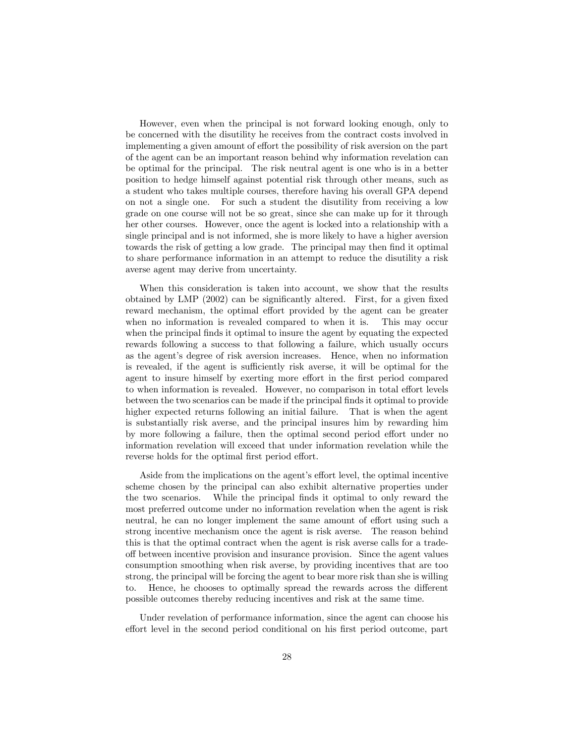However, even when the principal is not forward looking enough, only to be concerned with the disutility he receives from the contract costs involved in implementing a given amount of effort the possibility of risk aversion on the part of the agent can be an important reason behind why information revelation can be optimal for the principal. The risk neutral agent is one who is in a better position to hedge himself against potential risk through other means, such as a student who takes multiple courses, therefore having his overall GPA depend on not a single one. For such a student the disutility from receiving a low grade on one course will not be so great, since she can make up for it through her other courses. However, once the agent is locked into a relationship with a single principal and is not informed, she is more likely to have a higher aversion towards the risk of getting a low grade. The principal may then find it optimal to share performance information in an attempt to reduce the disutility a risk averse agent may derive from uncertainty.

When this consideration is taken into account, we show that the results obtained by LMP (2002) can be significantly altered. First, for a given fixed reward mechanism, the optimal effort provided by the agent can be greater when no information is revealed compared to when it is. This may occur when the principal finds it optimal to insure the agent by equating the expected rewards following a success to that following a failure, which usually occurs as the agent's degree of risk aversion increases. Hence, when no information is revealed, if the agent is sufficiently risk averse, it will be optimal for the agent to insure himself by exerting more effort in the first period compared to when information is revealed. However, no comparison in total effort levels between the two scenarios can be made if the principal finds it optimal to provide higher expected returns following an initial failure. That is when the agent is substantially risk averse, and the principal insures him by rewarding him by more following a failure, then the optimal second period effort under no information revelation will exceed that under information revelation while the reverse holds for the optimal first period effort.

Aside from the implications on the agent's effort level, the optimal incentive scheme chosen by the principal can also exhibit alternative properties under the two scenarios. While the principal finds it optimal to only reward the most preferred outcome under no information revelation when the agent is risk neutral, he can no longer implement the same amount of effort using such a strong incentive mechanism once the agent is risk averse. The reason behind this is that the optimal contract when the agent is risk averse calls for a trade-off between incentive provision and insurance provision. Since the agent values consumption smoothing when risk averse, by providing incentives that are too strong, the principal will be forcing the agent to bear more risk than she is willing to. Hence, he chooses to optimally spread the rewards across the different possible outcomes thereby reducing incentives and risk at the same time.

Under revelation of performance information, since the agent can choose his effort level in the second period conditional on his first period outcome, part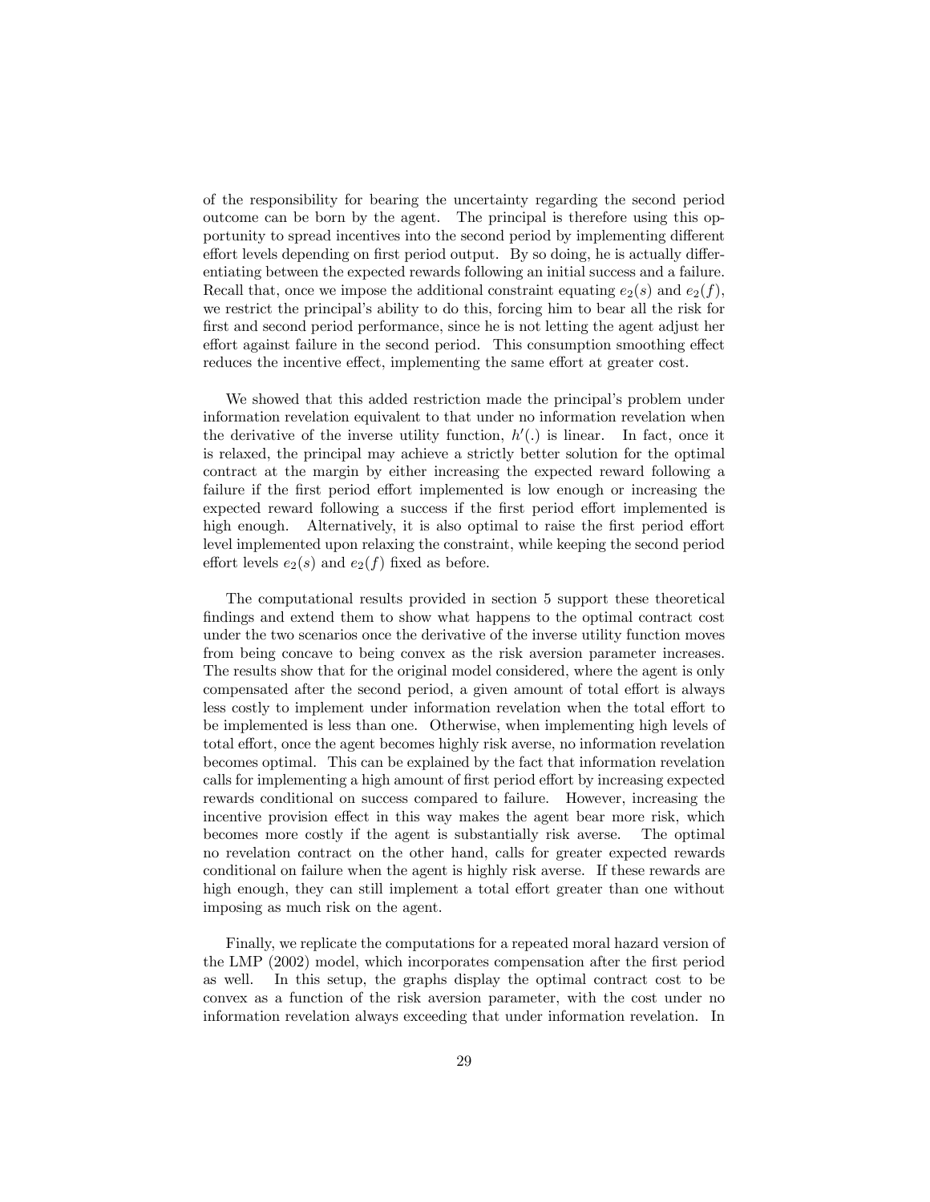of the responsibility for bearing the uncertainty regarding the second period outcome can be born by the agent. The principal is therefore using this opportunity to spread incentives into the second period by implementing different effort levels depending on first period output. By so doing, he is actually differentiating between the expected rewards following an initial success and a failure. Recall that, once we impose the additional constraint equating $e_2(s)$ and $e_2(f)$, we restrict the principal's ability to do this, forcing him to bear all the risk for first and second period performance, since he is not letting the agent adjust her effort against failure in the second period. This consumption smoothing effect reduces the incentive effect, implementing the same effort at greater cost.

We showed that this added restriction made the principal's problem under information revelation equivalent to that under no information revelation when the derivative of the inverse utility function, $h'(.)$ is linear. In fact, once it is relaxed, the principal may achieve a strictly better solution for the optimal contract at the margin by either increasing the expected reward following a failure if the first period effort implemented is low enough or increasing the expected reward following a success if the first period effort implemented is high enough. Alternatively, it is also optimal to raise the first period effort level implemented upon relaxing the constraint, while keeping the second period effort levels $e_2(s)$ and $e_2(f)$ fixed as before.

The computational results provided in section 5 support these theoretical findings and extend them to show what happens to the optimal contract cost under the two scenarios once the derivative of the inverse utility function moves from being concave to being convex as the risk aversion parameter increases. The results show that for the original model considered, where the agent is only compensated after the second period, a given amount of total effort is always less costly to implement under information revelation when the total effort to be implemented is less than one. Otherwise, when implementing high levels of total effort, once the agent becomes highly risk averse, no information revelation becomes optimal. This can be explained by the fact that information revelation calls for implementing a high amount of first period effort by increasing expected rewards conditional on success compared to failure. However, increasing the incentive provision effect in this way makes the agent bear more risk, which becomes more costly if the agent is substantially risk averse. The optimal no revelation contract on the other hand, calls for greater expected rewards conditional on failure when the agent is highly risk averse. If these rewards are high enough, they can still implement a total effort greater than one without imposing as much risk on the agent.

Finally, we replicate the computations for a repeated moral hazard version of the LMP (2002) model, which incorporates compensation after the first period as well. In this setup, the graphs display the optimal contract cost to be convex as a function of the risk aversion parameter, with the cost under no information revelation always exceeding that under information revelation. In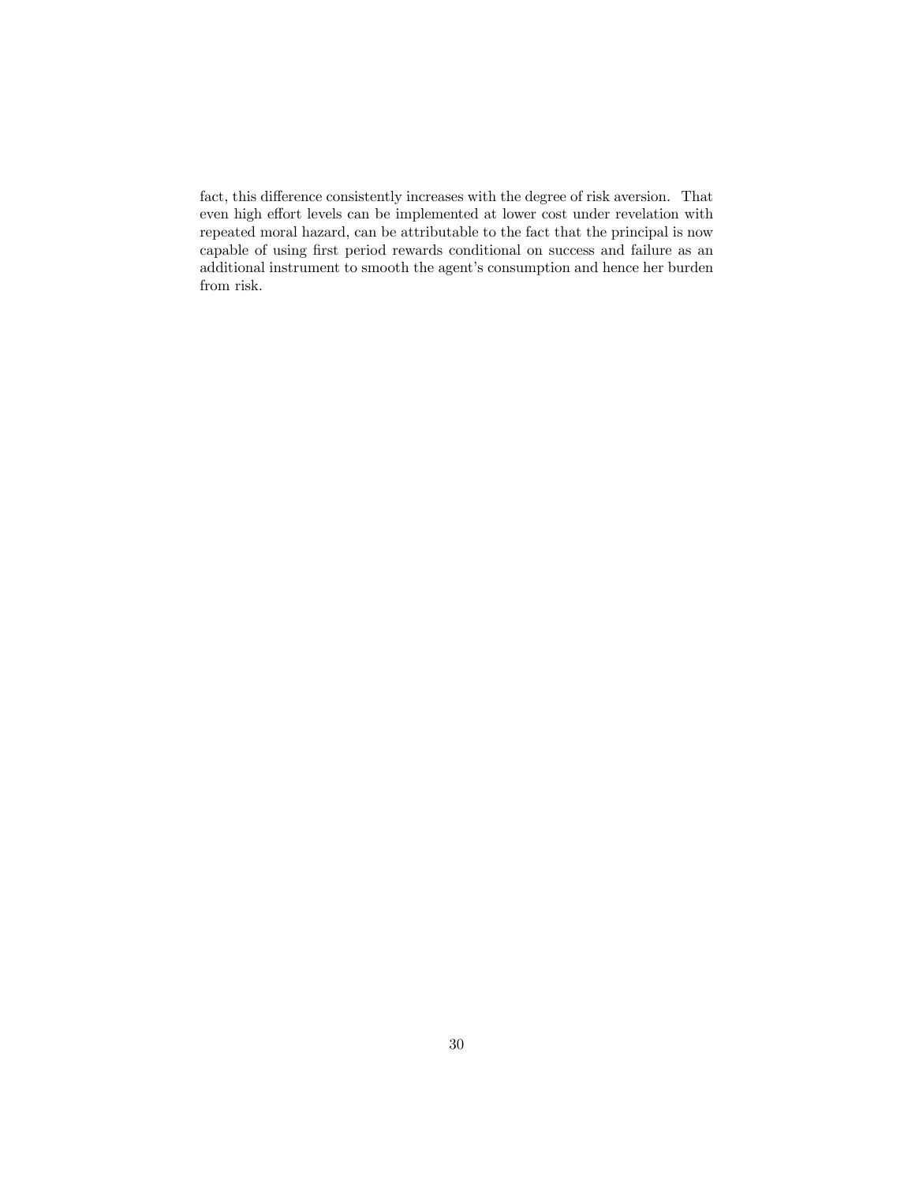fact, this difference consistently increases with the degree of risk aversion. That even high effort levels can be implemented at lower cost under revelation with repeated moral hazard, can be attributable to the fact that the principal is now capable of using first period rewards conditional on success and failure as an additional instrument to smooth the agent's consumption and hence her burden from risk.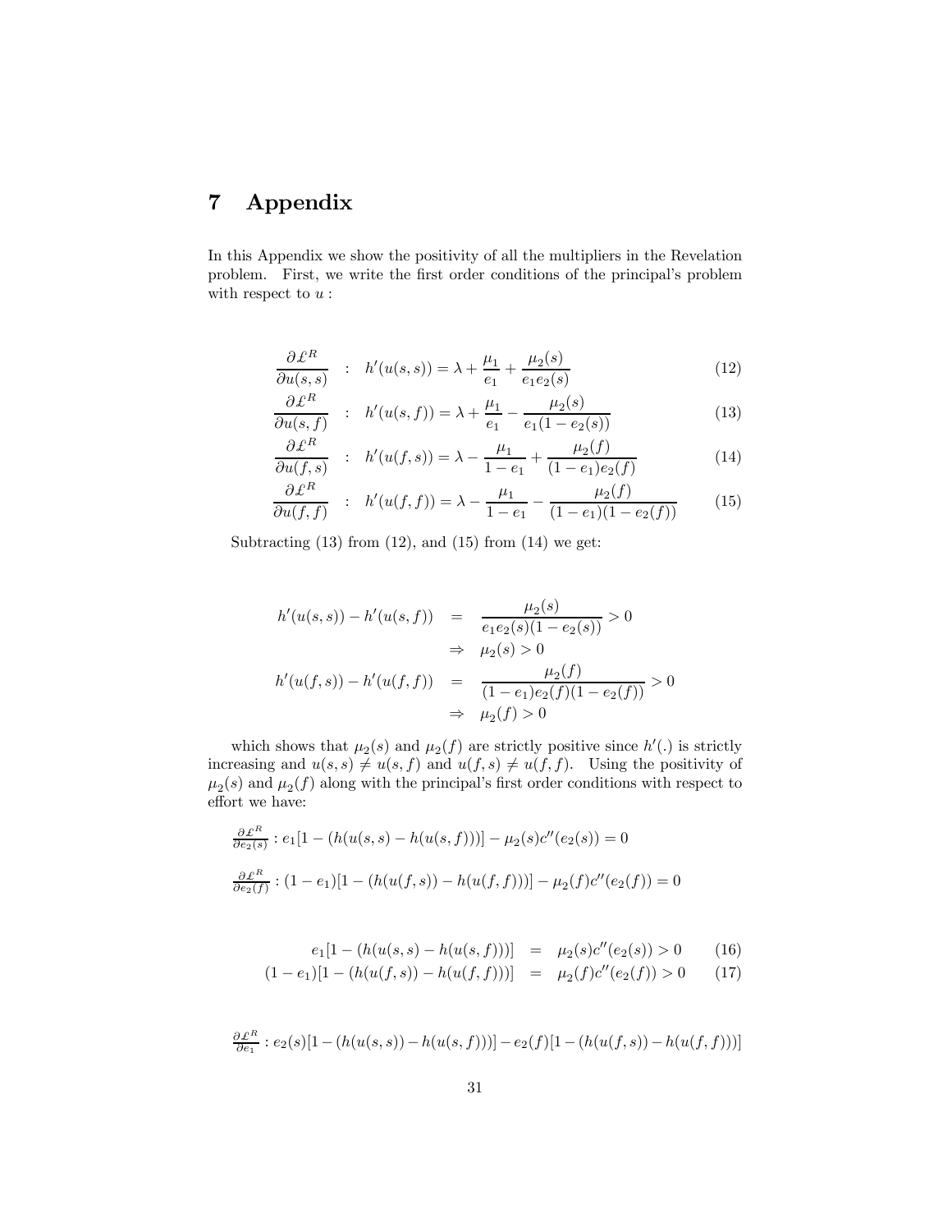# 7 Appendix

In this Appendix we show the positivity of all the multipliers in the Revelation problem. First, we write the first order conditions of the principal's problem with respect to $u$ :

$$\frac{\partial \pounds^R}{\partial u(s,s)} \quad : \quad h'(u(s,s)) = \lambda + \frac{\mu_1}{e_1} + \frac{\mu_2(s)}{e_1 e_2(s)} \tag{12}$$

$$\frac{\partial \pounds^R}{\partial u(s,f)} \quad : \quad h'(u(s,f)) = \lambda + \frac{\mu_1}{e_1} - \frac{\mu_2(s)}{e_1(1-e_2(s))} \tag{13}$$

$$\frac{\partial \pounds^R}{\partial u(f,s)} \quad : \quad h'(u(f,s)) = \lambda - \frac{\mu_1}{1-e_1} + \frac{\mu_2(f)}{(1-e_1)e_2(f)} \tag{14}$$

$$\frac{\partial \pounds^R}{\partial u(f,f)} \quad : \quad h'(u(f,f)) = \lambda - \frac{\mu_1}{1-e_1} - \frac{\mu_2(f)}{(1-e_1)(1-e_2(f))} \tag{15}$$

Subtracting (13) from (12), and (15) from (14) we get:

$$\begin{aligned}
h'(u(s,s)) - h'(u(s,f)) &= \frac{\mu_2(s)}{e_1 e_2(s)(1-e_2(s))} > 0 \\
&\Rightarrow \mu_2(s) > 0 \\
h'(u(f,s)) - h'(u(f,f)) &= \frac{\mu_2(f)}{(1-e_1)e_2(f)(1-e_2(f))} > 0 \\
&\Rightarrow \mu_2(f) > 0
\end{aligned}$$

which shows that $\mu_2(s)$ and $\mu_2(f)$ are strictly positive since $h'(.)$ is strictly increasing and $u(s,s) \neq u(s,f)$ and $u(f,s) \neq u(f,f)$. Using the positivity of $\mu_2(s)$ and $\mu_2(f)$ along with the principal's first order conditions with respect to effort we have:

$$\frac{\partial \pounds^R}{\partial e_2(s)} : e_1[1 - (h(u(s,s) - h(u(s,f)))] - \mu_2(s)c''(e_2(s)) = 0$$

$$\frac{\partial \pounds^R}{\partial e_2(f)} : (1-e_1)[1 - (h(u(f,s)) - h(u(f,f)))] - \mu_2(f)c''(e_2(f)) = 0$$

$$e_1[1 - (h(u(s,s) - h(u(s,f)))] = \mu_2(s)c''(e_2(s)) > 0 \tag{16}$$

$$(1-e_1)[1 - (h(u(f,s)) - h(u(f,f)))] = \mu_2(f)c''(e_2(f)) > 0 \tag{17}$$

$$\frac{\partial \pounds^R}{\partial e_1} : e_2(s)[1 - (h(u(s,s)) - h(u(s,f)))] - e_2(f)[1 - (h(u(f,s)) - h(u(f,f)))]$$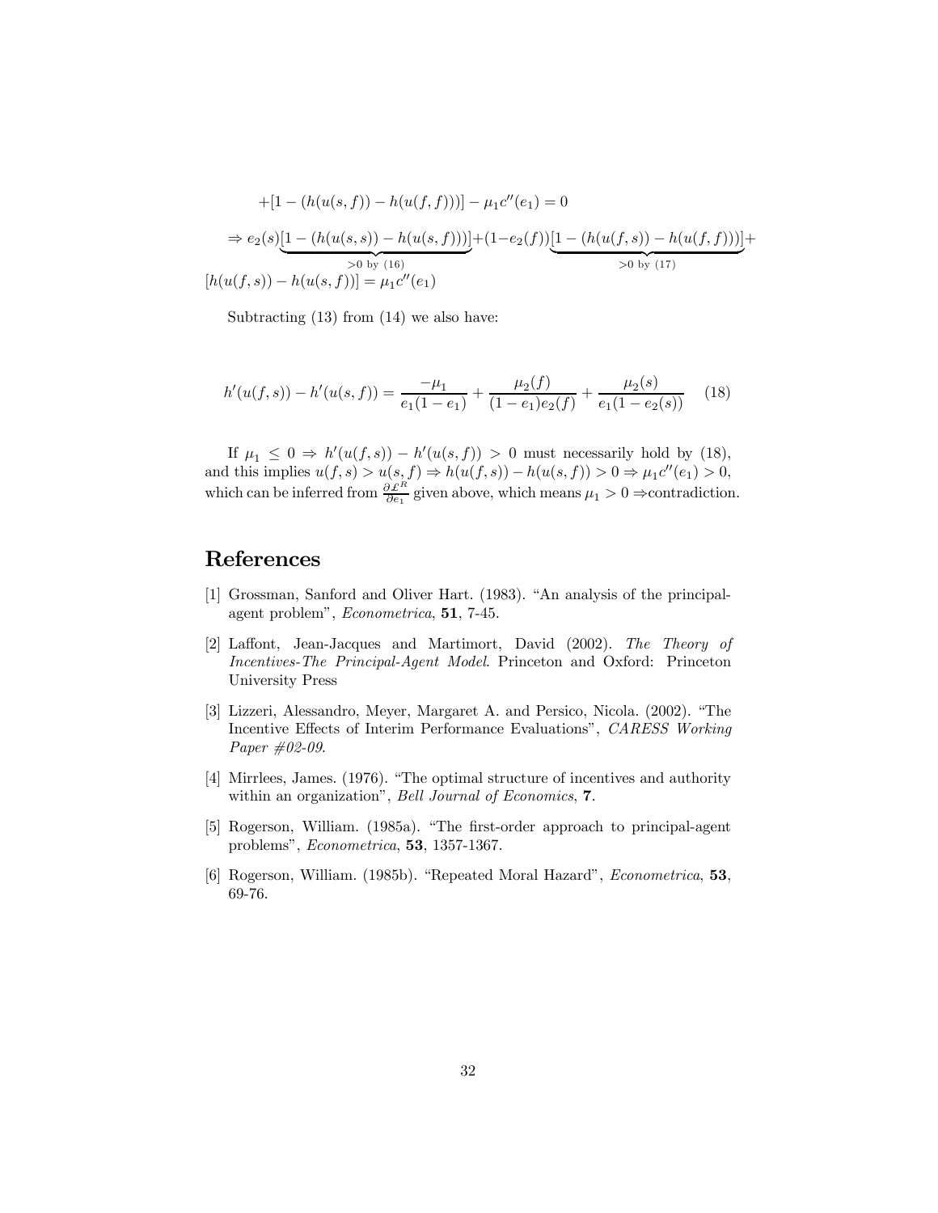$$+[1-(h(u(s,f))-h(u(f,f)))]-\mu_1 c''(e_1)=0$$

$$\Rightarrow e_2(s)\underbrace{[1-(h(u(s,s))-h(u(s,f)))]}_{>0 \text{ by } (16)}+(1-e_2(f))\underbrace{[1-(h(u(f,s))-h(u(f,f)))]}_{>0 \text{ by } (17)}+$$

$$[h(u(f,s))-h(u(s,f))]=\mu_1 c''(e_1)$$

Subtracting (13) from (14) we also have:

$$h'(u(f,s))-h'(u(s,f))=\frac{-\mu_1}{e_1(1-e_1)}+\frac{\mu_2(f)}{(1-e_1)e_2(f)}+\frac{\mu_2(s)}{e_1(1-e_2(s))} \quad (18)$$

If $\mu_1 \leq 0 \Rightarrow h'(u(f,s))-h'(u(s,f))>0$ must necessarily hold by (18), and this implies $u(f,s)>u(s,f) \Rightarrow h(u(f,s))-h(u(s,f))>0 \Rightarrow \mu_1 c''(e_1)>0$, which can be inferred from $\frac{\partial \pounds^R}{\partial e_1}$ given above, which means $\mu_1>0 \Rightarrow$contradiction.

# References

[1] Grossman, Sanford and Oliver Hart. (1983). "An analysis of the principal-agent problem", *Econometrica*, **51**, 7-45.

[2] Laffont, Jean-Jacques and Martimort, David (2002). *The Theory of Incentives-The Principal-Agent Model*. Princeton and Oxford: Princeton University Press

[3] Lizzeri, Alessandro, Meyer, Margaret A. and Persico, Nicola. (2002). "The Incentive Effects of Interim Performance Evaluations", *CARESS Working Paper #02-09*.

[4] Mirrlees, James. (1976). "The optimal structure of incentives and authority within an organization", *Bell Journal of Economics*, **7**.

[5] Rogerson, William. (1985a). "The first-order approach to principal-agent problems", *Econometrica*, **53**, 1357-1367.

[6] Rogerson, William. (1985b). "Repeated Moral Hazard", *Econometrica*, **53**, 69-76.